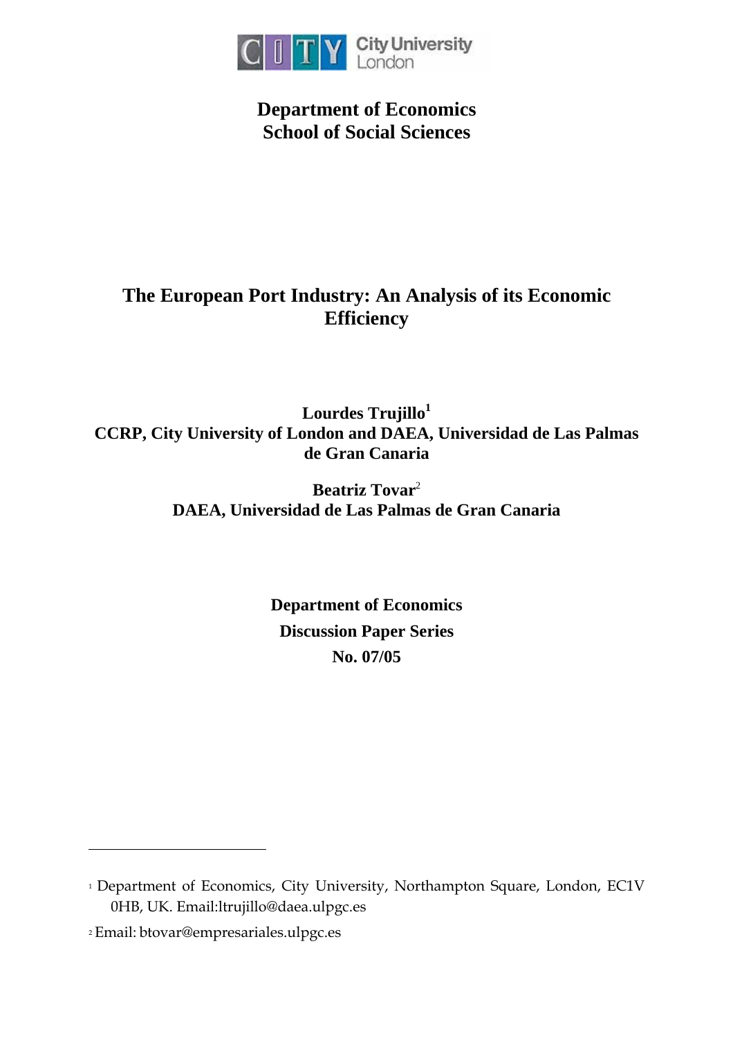**Department of Economics**
**School of Social Sciences**

# The European Port Industry: An Analysis of its Economic Efficiency

**Lourdes Trujillo**[1]
**CCRP, City University of London and DAEA, Universidad de Las Palmas de Gran Canaria**

**Beatriz Tovar**[2]
**DAEA, Universidad de Las Palmas de Gran Canaria**

**Department of Economics**
**Discussion Paper Series**
**No. 07/05**

---

[1] Department of Economics, City University, Northampton Square, London, EC1V 0HB, UK. Email:ltrujillo@daea.ulpgc.es

[2] Email: btovar@empresariales.ulpgc.es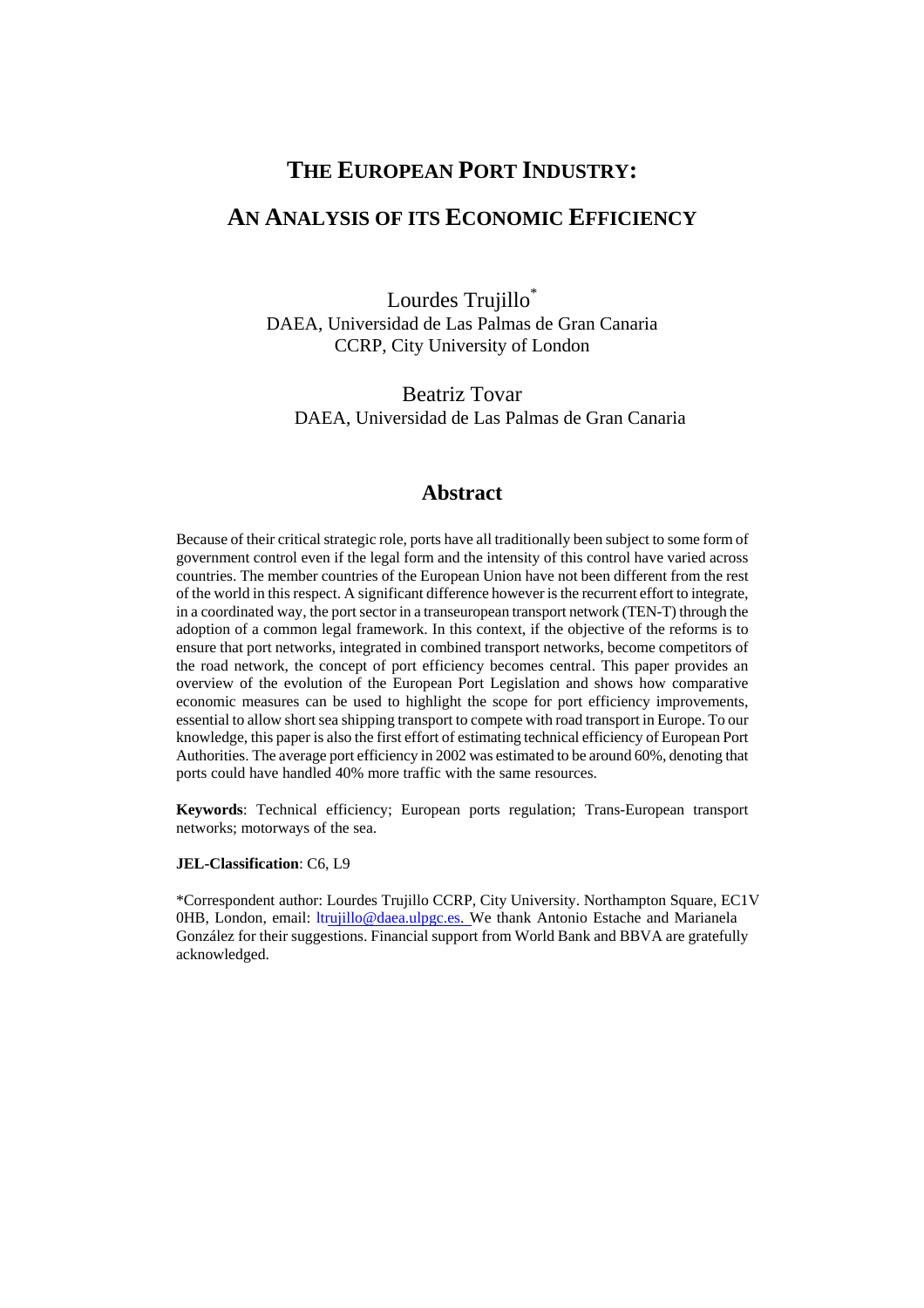# THE EUROPEAN PORT INDUSTRY:

# AN ANALYSIS OF ITS ECONOMIC EFFICIENCY

Lourdes Trujillo*
DAEA, Universidad de Las Palmas de Gran Canaria
CCRP, City University of London

Beatriz Tovar
DAEA, Universidad de Las Palmas de Gran Canaria

## Abstract

Because of their critical strategic role, ports have all traditionally been subject to some form of government control even if the legal form and the intensity of this control have varied across countries. The member countries of the European Union have not been different from the rest of the world in this respect. A significant difference however is the recurrent effort to integrate, in a coordinated way, the port sector in a transeuropean transport network (TEN-T) through the adoption of a common legal framework. In this context, if the objective of the reforms is to ensure that port networks, integrated in combined transport networks, become competitors of the road network, the concept of port efficiency becomes central. This paper provides an overview of the evolution of the European Port Legislation and shows how comparative economic measures can be used to highlight the scope for port efficiency improvements, essential to allow short sea shipping transport to compete with road transport in Europe. To our knowledge, this paper is also the first effort of estimating technical efficiency of European Port Authorities. The average port efficiency in 2002 was estimated to be around 60%, denoting that ports could have handled 40% more traffic with the same resources.

**Keywords**: Technical efficiency; European ports regulation; Trans-European transport networks; motorways of the sea.

**JEL-Classification**: C6, L9

*Correspondent author: Lourdes Trujillo CCRP, City University. Northampton Square, EC1V 0HB, London, email: ltrujillo@daea.ulpgc.es. We thank Antonio Estache and Marianela González for their suggestions. Financial support from World Bank and BBVA are gratefully acknowledged.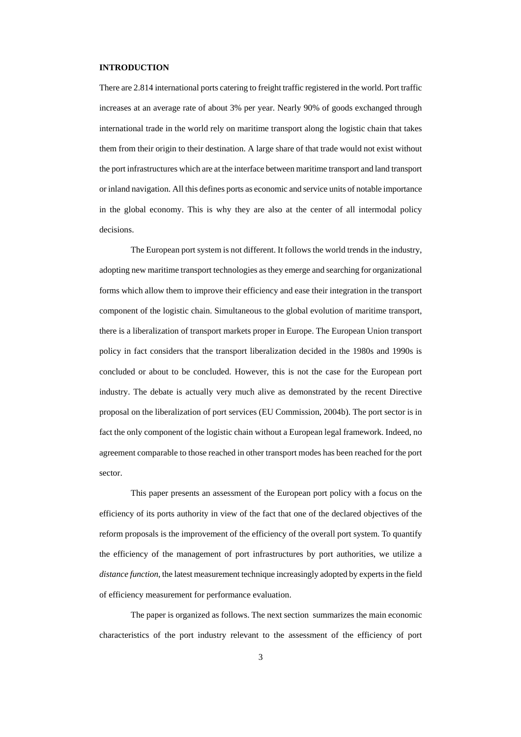## INTRODUCTION

There are 2.814 international ports catering to freight traffic registered in the world. Port traffic increases at an average rate of about 3% per year. Nearly 90% of goods exchanged through international trade in the world rely on maritime transport along the logistic chain that takes them from their origin to their destination. A large share of that trade would not exist without the port infrastructures which are at the interface between maritime transport and land transport or inland navigation. All this defines ports as economic and service units of notable importance in the global economy. This is why they are also at the center of all intermodal policy decisions.

The European port system is not different. It follows the world trends in the industry, adopting new maritime transport technologies as they emerge and searching for organizational forms which allow them to improve their efficiency and ease their integration in the transport component of the logistic chain. Simultaneous to the global evolution of maritime transport, there is a liberalization of transport markets proper in Europe. The European Union transport policy in fact considers that the transport liberalization decided in the 1980s and 1990s is concluded or about to be concluded. However, this is not the case for the European port industry. The debate is actually very much alive as demonstrated by the recent Directive proposal on the liberalization of port services (EU Commission, 2004b). The port sector is in fact the only component of the logistic chain without a European legal framework. Indeed, no agreement comparable to those reached in other transport modes has been reached for the port sector.

This paper presents an assessment of the European port policy with a focus on the efficiency of its ports authority in view of the fact that one of the declared objectives of the reform proposals is the improvement of the efficiency of the overall port system. To quantify the efficiency of the management of port infrastructures by port authorities, we utilize a *distance function*, the latest measurement technique increasingly adopted by experts in the field of efficiency measurement for performance evaluation.

The paper is organized as follows. The next section summarizes the main economic characteristics of the port industry relevant to the assessment of the efficiency of port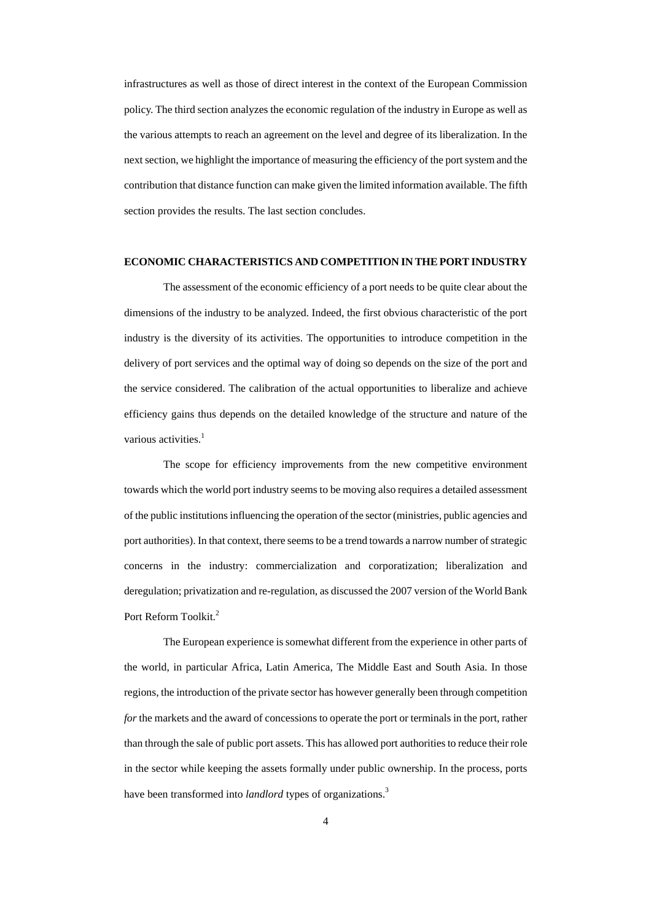infrastructures as well as those of direct interest in the context of the European Commission policy. The third section analyzes the economic regulation of the industry in Europe as well as the various attempts to reach an agreement on the level and degree of its liberalization. In the next section, we highlight the importance of measuring the efficiency of the port system and the contribution that distance function can make given the limited information available. The fifth section provides the results. The last section concludes.

## ECONOMIC CHARACTERISTICS AND COMPETITION IN THE PORT INDUSTRY

The assessment of the economic efficiency of a port needs to be quite clear about the dimensions of the industry to be analyzed. Indeed, the first obvious characteristic of the port industry is the diversity of its activities. The opportunities to introduce competition in the delivery of port services and the optimal way of doing so depends on the size of the port and the service considered. The calibration of the actual opportunities to liberalize and achieve efficiency gains thus depends on the detailed knowledge of the structure and nature of the various activities.[1]

The scope for efficiency improvements from the new competitive environment towards which the world port industry seems to be moving also requires a detailed assessment of the public institutions influencing the operation of the sector (ministries, public agencies and port authorities). In that context, there seems to be a trend towards a narrow number of strategic concerns in the industry: commercialization and corporatization; liberalization and deregulation; privatization and re-regulation, as discussed the 2007 version of the World Bank Port Reform Toolkit.[2]

The European experience is somewhat different from the experience in other parts of the world, in particular Africa, Latin America, The Middle East and South Asia. In those regions, the introduction of the private sector has however generally been through competition *for* the markets and the award of concessions to operate the port or terminals in the port, rather than through the sale of public port assets. This has allowed port authorities to reduce their role in the sector while keeping the assets formally under public ownership. In the process, ports have been transformed into *landlord* types of organizations.[3]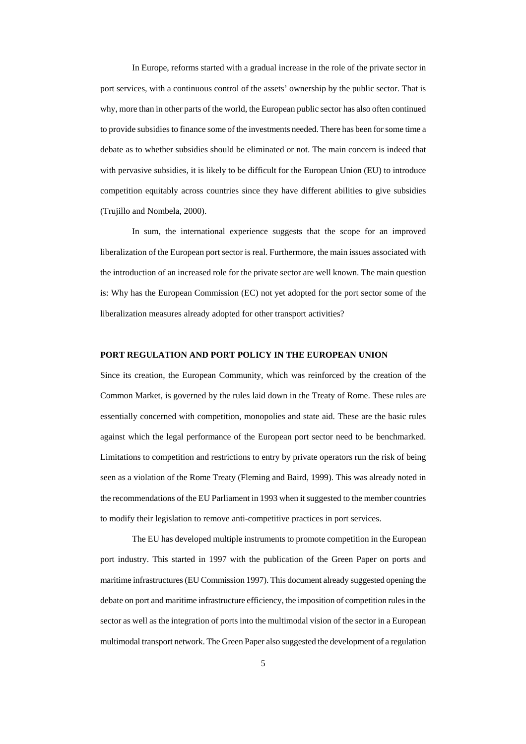In Europe, reforms started with a gradual increase in the role of the private sector in port services, with a continuous control of the assets' ownership by the public sector. That is why, more than in other parts of the world, the European public sector has also often continued to provide subsidies to finance some of the investments needed. There has been for some time a debate as to whether subsidies should be eliminated or not. The main concern is indeed that with pervasive subsidies, it is likely to be difficult for the European Union (EU) to introduce competition equitably across countries since they have different abilities to give subsidies (Trujillo and Nombela, 2000).

In sum, the international experience suggests that the scope for an improved liberalization of the European port sector is real. Furthermore, the main issues associated with the introduction of an increased role for the private sector are well known. The main question is: Why has the European Commission (EC) not yet adopted for the port sector some of the liberalization measures already adopted for other transport activities?

## PORT REGULATION AND PORT POLICY IN THE EUROPEAN UNION

Since its creation, the European Community, which was reinforced by the creation of the Common Market, is governed by the rules laid down in the Treaty of Rome. These rules are essentially concerned with competition, monopolies and state aid. These are the basic rules against which the legal performance of the European port sector need to be benchmarked. Limitations to competition and restrictions to entry by private operators run the risk of being seen as a violation of the Rome Treaty (Fleming and Baird, 1999). This was already noted in the recommendations of the EU Parliament in 1993 when it suggested to the member countries to modify their legislation to remove anti-competitive practices in port services.

The EU has developed multiple instruments to promote competition in the European port industry. This started in 1997 with the publication of the Green Paper on ports and maritime infrastructures (EU Commission 1997). This document already suggested opening the debate on port and maritime infrastructure efficiency, the imposition of competition rules in the sector as well as the integration of ports into the multimodal vision of the sector in a European multimodal transport network. The Green Paper also suggested the development of a regulation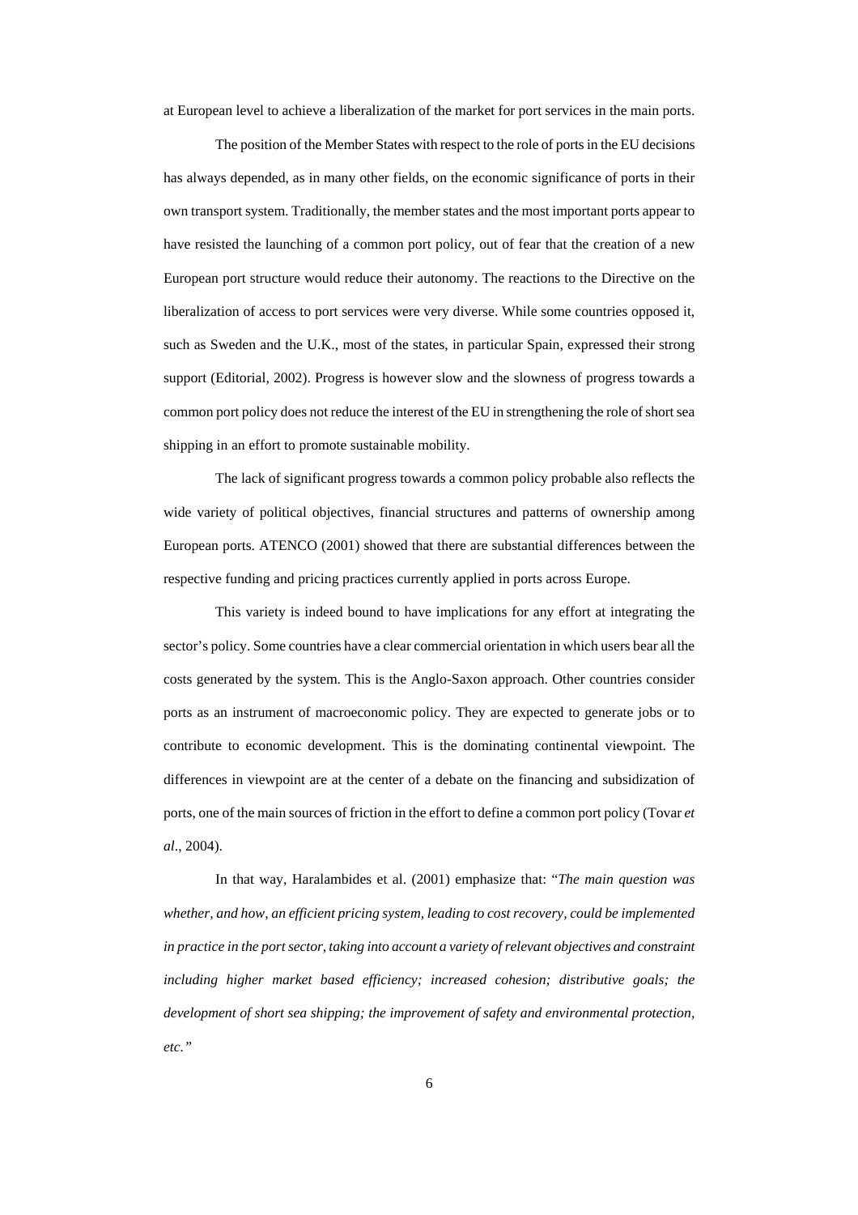at European level to achieve a liberalization of the market for port services in the main ports.

The position of the Member States with respect to the role of ports in the EU decisions has always depended, as in many other fields, on the economic significance of ports in their own transport system. Traditionally, the member states and the most important ports appear to have resisted the launching of a common port policy, out of fear that the creation of a new European port structure would reduce their autonomy. The reactions to the Directive on the liberalization of access to port services were very diverse. While some countries opposed it, such as Sweden and the U.K., most of the states, in particular Spain, expressed their strong support (Editorial, 2002). Progress is however slow and the slowness of progress towards a common port policy does not reduce the interest of the EU in strengthening the role of short sea shipping in an effort to promote sustainable mobility.

The lack of significant progress towards a common policy probable also reflects the wide variety of political objectives, financial structures and patterns of ownership among European ports. ATENCO (2001) showed that there are substantial differences between the respective funding and pricing practices currently applied in ports across Europe.

This variety is indeed bound to have implications for any effort at integrating the sector's policy. Some countries have a clear commercial orientation in which users bear all the costs generated by the system. This is the Anglo-Saxon approach. Other countries consider ports as an instrument of macroeconomic policy. They are expected to generate jobs or to contribute to economic development. This is the dominating continental viewpoint. The differences in viewpoint are at the center of a debate on the financing and subsidization of ports, one of the main sources of friction in the effort to define a common port policy (Tovar *et al*., 2004).

In that way, Haralambides et al. (2001) emphasize that: "*The main question was whether, and how, an efficient pricing system, leading to cost recovery, could be implemented in practice in the port sector, taking into account a variety of relevant objectives and constraint including higher market based efficiency; increased cohesion; distributive goals; the development of short sea shipping; the improvement of safety and environmental protection, etc.*"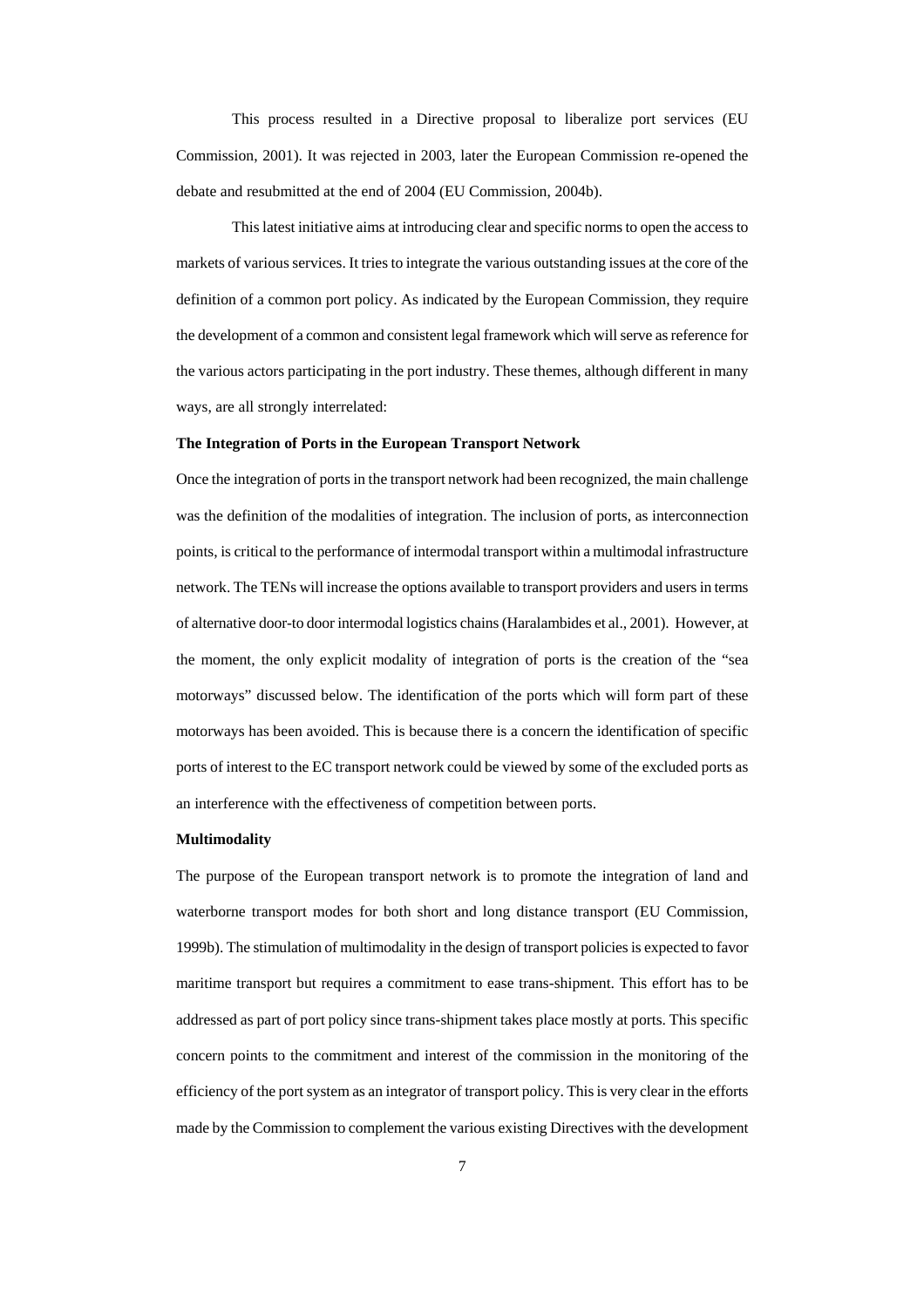This process resulted in a Directive proposal to liberalize port services (EU Commission, 2001). It was rejected in 2003, later the European Commission re-opened the debate and resubmitted at the end of 2004 (EU Commission, 2004b).

This latest initiative aims at introducing clear and specific norms to open the access to markets of various services. It tries to integrate the various outstanding issues at the core of the definition of a common port policy. As indicated by the European Commission, they require the development of a common and consistent legal framework which will serve as reference for the various actors participating in the port industry. These themes, although different in many ways, are all strongly interrelated:

**The Integration of Ports in the European Transport Network**

Once the integration of ports in the transport network had been recognized, the main challenge was the definition of the modalities of integration. The inclusion of ports, as interconnection points, is critical to the performance of intermodal transport within a multimodal infrastructure network. The TENs will increase the options available to transport providers and users in terms of alternative door-to door intermodal logistics chains (Haralambides et al., 2001). However, at the moment, the only explicit modality of integration of ports is the creation of the "sea motorways" discussed below. The identification of the ports which will form part of these motorways has been avoided. This is because there is a concern the identification of specific ports of interest to the EC transport network could be viewed by some of the excluded ports as an interference with the effectiveness of competition between ports.

**Multimodality**

The purpose of the European transport network is to promote the integration of land and waterborne transport modes for both short and long distance transport (EU Commission, 1999b). The stimulation of multimodality in the design of transport policies is expected to favor maritime transport but requires a commitment to ease trans-shipment. This effort has to be addressed as part of port policy since trans-shipment takes place mostly at ports. This specific concern points to the commitment and interest of the commission in the monitoring of the efficiency of the port system as an integrator of transport policy. This is very clear in the efforts made by the Commission to complement the various existing Directives with the development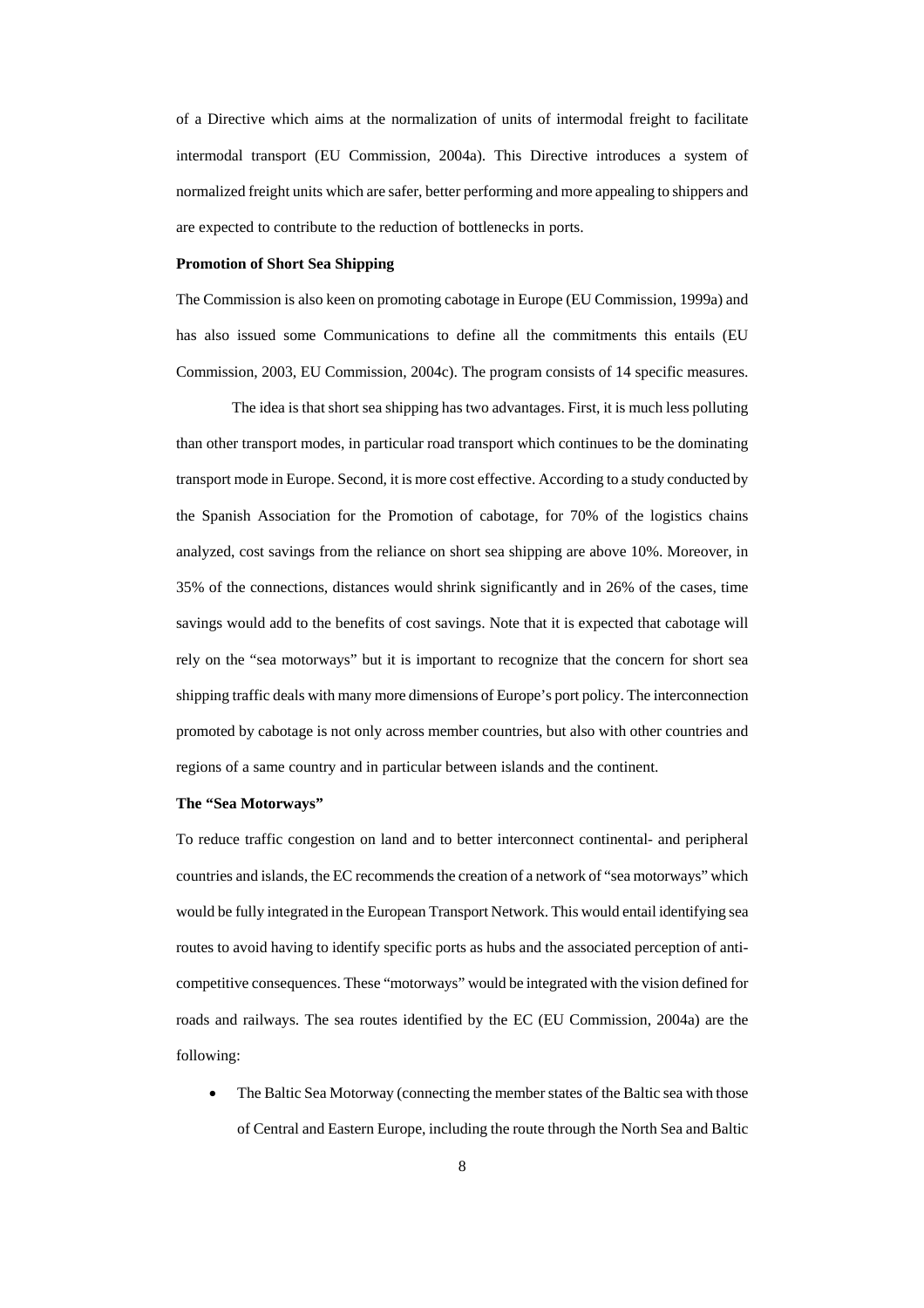of a Directive which aims at the normalization of units of intermodal freight to facilitate intermodal transport (EU Commission, 2004a). This Directive introduces a system of normalized freight units which are safer, better performing and more appealing to shippers and are expected to contribute to the reduction of bottlenecks in ports.

**Promotion of Short Sea Shipping**

The Commission is also keen on promoting cabotage in Europe (EU Commission, 1999a) and has also issued some Communications to define all the commitments this entails (EU Commission, 2003, EU Commission, 2004c). The program consists of 14 specific measures.

The idea is that short sea shipping has two advantages. First, it is much less polluting than other transport modes, in particular road transport which continues to be the dominating transport mode in Europe. Second, it is more cost effective. According to a study conducted by the Spanish Association for the Promotion of cabotage, for 70% of the logistics chains analyzed, cost savings from the reliance on short sea shipping are above 10%. Moreover, in 35% of the connections, distances would shrink significantly and in 26% of the cases, time savings would add to the benefits of cost savings. Note that it is expected that cabotage will rely on the "sea motorways" but it is important to recognize that the concern for short sea shipping traffic deals with many more dimensions of Europe's port policy. The interconnection promoted by cabotage is not only across member countries, but also with other countries and regions of a same country and in particular between islands and the continent.

**The "Sea Motorways"**

To reduce traffic congestion on land and to better interconnect continental- and peripheral countries and islands, the EC recommends the creation of a network of "sea motorways" which would be fully integrated in the European Transport Network. This would entail identifying sea routes to avoid having to identify specific ports as hubs and the associated perception of anti-competitive consequences. These "motorways" would be integrated with the vision defined for roads and railways. The sea routes identified by the EC (EU Commission, 2004a) are the following:

- The Baltic Sea Motorway (connecting the member states of the Baltic sea with those of Central and Eastern Europe, including the route through the North Sea and Baltic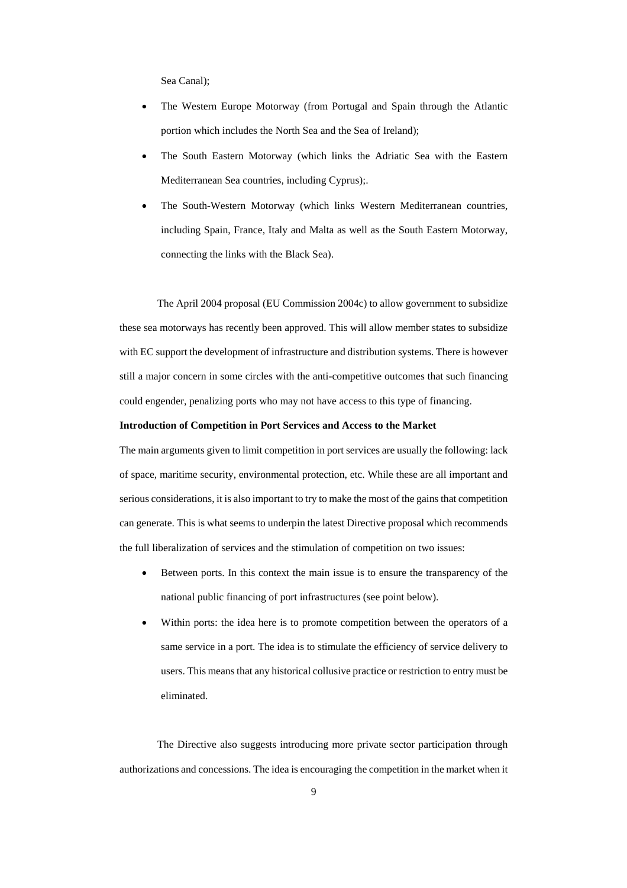Sea Canal);

- The Western Europe Motorway (from Portugal and Spain through the Atlantic portion which includes the North Sea and the Sea of Ireland);
- The South Eastern Motorway (which links the Adriatic Sea with the Eastern Mediterranean Sea countries, including Cyprus);.
- The South-Western Motorway (which links Western Mediterranean countries, including Spain, France, Italy and Malta as well as the South Eastern Motorway, connecting the links with the Black Sea).

The April 2004 proposal (EU Commission 2004c) to allow government to subsidize these sea motorways has recently been approved. This will allow member states to subsidize with EC support the development of infrastructure and distribution systems. There is however still a major concern in some circles with the anti-competitive outcomes that such financing could engender, penalizing ports who may not have access to this type of financing.

**Introduction of Competition in Port Services and Access to the Market**

The main arguments given to limit competition in port services are usually the following: lack of space, maritime security, environmental protection, etc. While these are all important and serious considerations, it is also important to try to make the most of the gains that competition can generate. This is what seems to underpin the latest Directive proposal which recommends the full liberalization of services and the stimulation of competition on two issues:

- Between ports. In this context the main issue is to ensure the transparency of the national public financing of port infrastructures (see point below).
- Within ports: the idea here is to promote competition between the operators of a same service in a port. The idea is to stimulate the efficiency of service delivery to users. This means that any historical collusive practice or restriction to entry must be eliminated.

The Directive also suggests introducing more private sector participation through authorizations and concessions. The idea is encouraging the competition in the market when it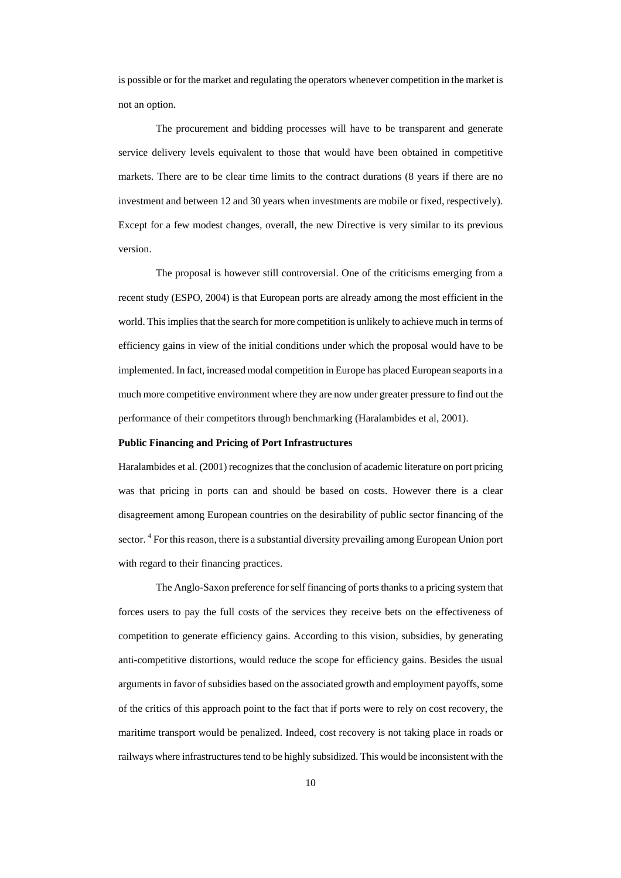is possible or for the market and regulating the operators whenever competition in the market is not an option.

The procurement and bidding processes will have to be transparent and generate service delivery levels equivalent to those that would have been obtained in competitive markets. There are to be clear time limits to the contract durations (8 years if there are no investment and between 12 and 30 years when investments are mobile or fixed, respectively). Except for a few modest changes, overall, the new Directive is very similar to its previous version.

The proposal is however still controversial. One of the criticisms emerging from a recent study (ESPO, 2004) is that European ports are already among the most efficient in the world. This implies that the search for more competition is unlikely to achieve much in terms of efficiency gains in view of the initial conditions under which the proposal would have to be implemented. In fact, increased modal competition in Europe has placed European seaports in a much more competitive environment where they are now under greater pressure to find out the performance of their competitors through benchmarking (Haralambides et al, 2001).

**Public Financing and Pricing of Port Infrastructures**

Haralambides et al. (2001) recognizes that the conclusion of academic literature on port pricing was that pricing in ports can and should be based on costs. However there is a clear disagreement among European countries on the desirability of public sector financing of the sector. [4] For this reason, there is a substantial diversity prevailing among European Union port with regard to their financing practices.

The Anglo-Saxon preference for self financing of ports thanks to a pricing system that forces users to pay the full costs of the services they receive bets on the effectiveness of competition to generate efficiency gains. According to this vision, subsidies, by generating anti-competitive distortions, would reduce the scope for efficiency gains. Besides the usual arguments in favor of subsidies based on the associated growth and employment payoffs, some of the critics of this approach point to the fact that if ports were to rely on cost recovery, the maritime transport would be penalized. Indeed, cost recovery is not taking place in roads or railways where infrastructures tend to be highly subsidized. This would be inconsistent with the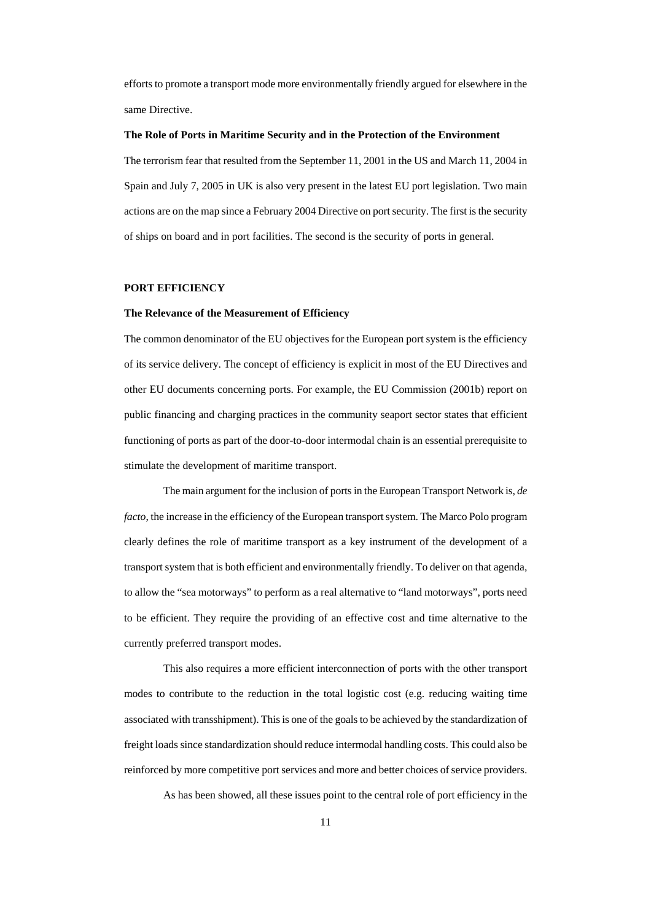efforts to promote a transport mode more environmentally friendly argued for elsewhere in the same Directive.

### The Role of Ports in Maritime Security and in the Protection of the Environment

The terrorism fear that resulted from the September 11, 2001 in the US and March 11, 2004 in Spain and July 7, 2005 in UK is also very present in the latest EU port legislation. Two main actions are on the map since a February 2004 Directive on port security. The first is the security of ships on board and in port facilities. The second is the security of ports in general.

## PORT EFFICIENCY

### The Relevance of the Measurement of Efficiency

The common denominator of the EU objectives for the European port system is the efficiency of its service delivery. The concept of efficiency is explicit in most of the EU Directives and other EU documents concerning ports. For example, the EU Commission (2001b) report on public financing and charging practices in the community seaport sector states that efficient functioning of ports as part of the door-to-door intermodal chain is an essential prerequisite to stimulate the development of maritime transport.

The main argument for the inclusion of ports in the European Transport Network is, *de facto*, the increase in the efficiency of the European transport system. The Marco Polo program clearly defines the role of maritime transport as a key instrument of the development of a transport system that is both efficient and environmentally friendly. To deliver on that agenda, to allow the "sea motorways" to perform as a real alternative to "land motorways", ports need to be efficient. They require the providing of an effective cost and time alternative to the currently preferred transport modes.

This also requires a more efficient interconnection of ports with the other transport modes to contribute to the reduction in the total logistic cost (e.g. reducing waiting time associated with transshipment). This is one of the goals to be achieved by the standardization of freight loads since standardization should reduce intermodal handling costs. This could also be reinforced by more competitive port services and more and better choices of service providers.

As has been showed, all these issues point to the central role of port efficiency in the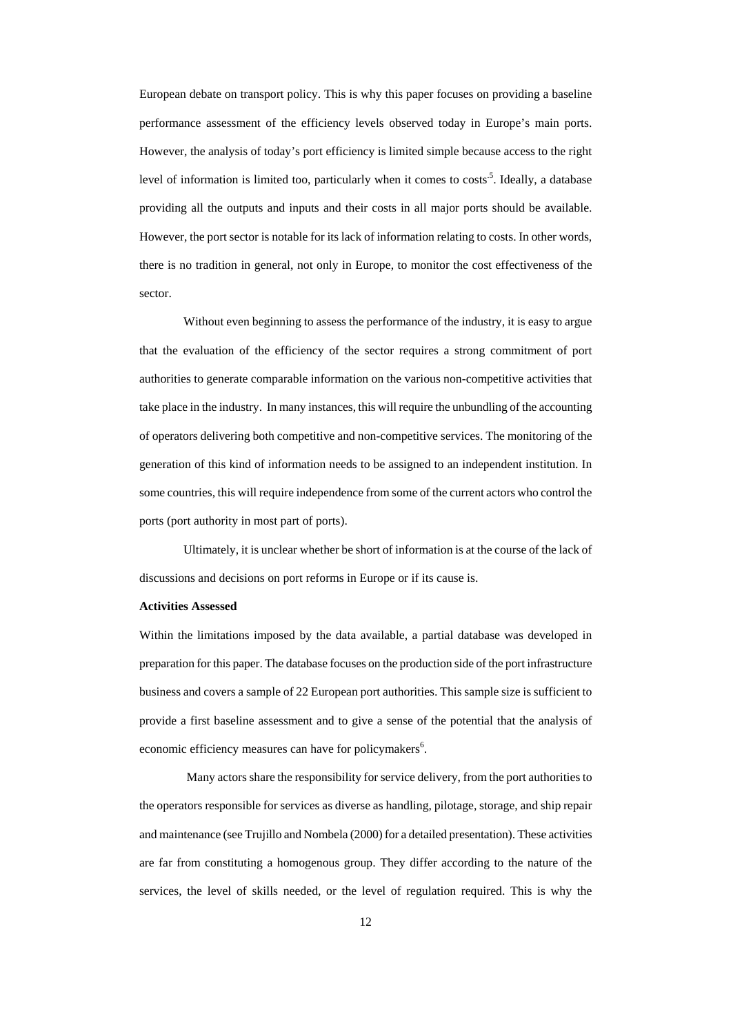European debate on transport policy. This is why this paper focuses on providing a baseline performance assessment of the efficiency levels observed today in Europe's main ports. However, the analysis of today's port efficiency is limited simple because access to the right level of information is limited too, particularly when it comes to costs[5]. Ideally, a database providing all the outputs and inputs and their costs in all major ports should be available. However, the port sector is notable for its lack of information relating to costs. In other words, there is no tradition in general, not only in Europe, to monitor the cost effectiveness of the sector.

Without even beginning to assess the performance of the industry, it is easy to argue that the evaluation of the efficiency of the sector requires a strong commitment of port authorities to generate comparable information on the various non-competitive activities that take place in the industry. In many instances, this will require the unbundling of the accounting of operators delivering both competitive and non-competitive services. The monitoring of the generation of this kind of information needs to be assigned to an independent institution. In some countries, this will require independence from some of the current actors who control the ports (port authority in most part of ports).

Ultimately, it is unclear whether be short of information is at the course of the lack of discussions and decisions on port reforms in Europe or if its cause is.

**Activities Assessed**

Within the limitations imposed by the data available, a partial database was developed in preparation for this paper. The database focuses on the production side of the port infrastructure business and covers a sample of 22 European port authorities. This sample size is sufficient to provide a first baseline assessment and to give a sense of the potential that the analysis of economic efficiency measures can have for policymakers[6].

Many actors share the responsibility for service delivery, from the port authorities to the operators responsible for services as diverse as handling, pilotage, storage, and ship repair and maintenance (see Trujillo and Nombela (2000) for a detailed presentation). These activities are far from constituting a homogenous group. They differ according to the nature of the services, the level of skills needed, or the level of regulation required. This is why the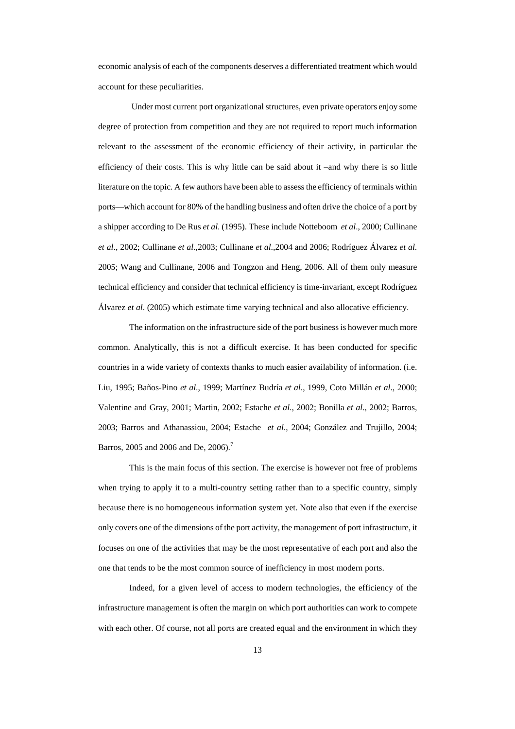economic analysis of each of the components deserves a differentiated treatment which would account for these peculiarities.

Under most current port organizational structures, even private operators enjoy some degree of protection from competition and they are not required to report much information relevant to the assessment of the economic efficiency of their activity, in particular the efficiency of their costs. This is why little can be said about it –and why there is so little literature on the topic. A few authors have been able to assess the efficiency of terminals within ports—which account for 80% of the handling business and often drive the choice of a port by a shipper according to De Rus *et al*. (1995). These include Notteboom *et al*., 2000; Cullinane *et al*., 2002; Cullinane *et al*.,2003; Cullinane *et al*.,2004 and 2006; Rodríguez Álvarez *et al*. 2005; Wang and Cullinane, 2006 and Tongzon and Heng, 2006. All of them only measure technical efficiency and consider that technical efficiency is time-invariant, except Rodríguez Álvarez *et al*. (2005) which estimate time varying technical and also allocative efficiency.

The information on the infrastructure side of the port business is however much more common. Analytically, this is not a difficult exercise. It has been conducted for specific countries in a wide variety of contexts thanks to much easier availability of information. (i.e. Liu, 1995; Baños-Pino *et al*., 1999; Martínez Budría *et al*., 1999, Coto Millán *et al*., 2000; Valentine and Gray, 2001; Martin, 2002; Estache *et al*., 2002; Bonilla *et al*., 2002; Barros, 2003; Barros and Athanassiou, 2004; Estache *et al*., 2004; González and Trujillo, 2004; Barros, 2005 and 2006 and De, 2006).[7]

This is the main focus of this section. The exercise is however not free of problems when trying to apply it to a multi-country setting rather than to a specific country, simply because there is no homogeneous information system yet. Note also that even if the exercise only covers one of the dimensions of the port activity, the management of port infrastructure, it focuses on one of the activities that may be the most representative of each port and also the one that tends to be the most common source of inefficiency in most modern ports.

Indeed, for a given level of access to modern technologies, the efficiency of the infrastructure management is often the margin on which port authorities can work to compete with each other. Of course, not all ports are created equal and the environment in which they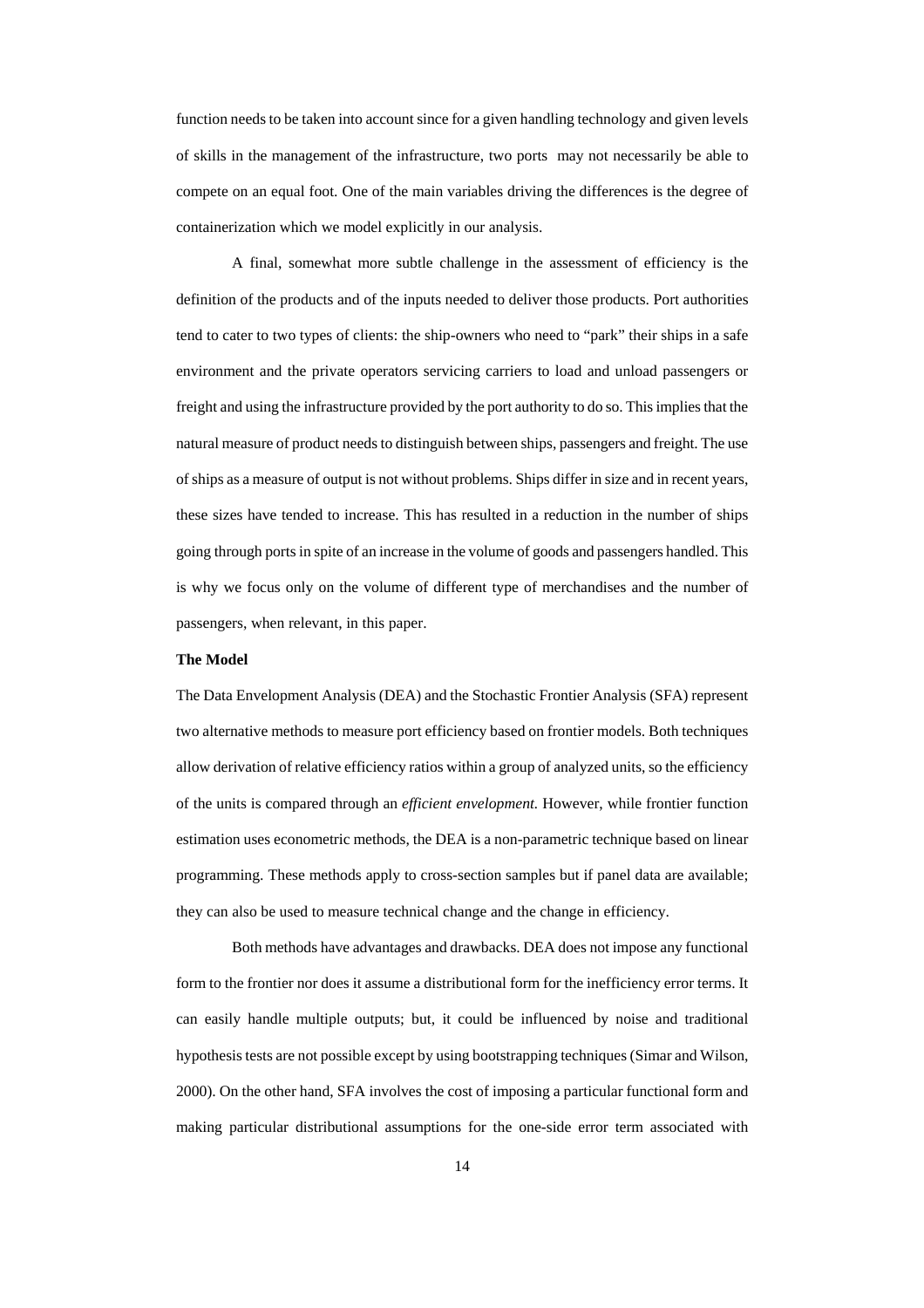function needs to be taken into account since for a given handling technology and given levels of skills in the management of the infrastructure, two ports may not necessarily be able to compete on an equal foot. One of the main variables driving the differences is the degree of containerization which we model explicitly in our analysis.

A final, somewhat more subtle challenge in the assessment of efficiency is the definition of the products and of the inputs needed to deliver those products. Port authorities tend to cater to two types of clients: the ship-owners who need to "park" their ships in a safe environment and the private operators servicing carriers to load and unload passengers or freight and using the infrastructure provided by the port authority to do so. This implies that the natural measure of product needs to distinguish between ships, passengers and freight. The use of ships as a measure of output is not without problems. Ships differ in size and in recent years, these sizes have tended to increase. This has resulted in a reduction in the number of ships going through ports in spite of an increase in the volume of goods and passengers handled. This is why we focus only on the volume of different type of merchandises and the number of passengers, when relevant, in this paper.

**The Model**

The Data Envelopment Analysis (DEA) and the Stochastic Frontier Analysis (SFA) represent two alternative methods to measure port efficiency based on frontier models. Both techniques allow derivation of relative efficiency ratios within a group of analyzed units, so the efficiency of the units is compared through an *efficient envelopment.* However, while frontier function estimation uses econometric methods, the DEA is a non-parametric technique based on linear programming. These methods apply to cross-section samples but if panel data are available; they can also be used to measure technical change and the change in efficiency.

Both methods have advantages and drawbacks. DEA does not impose any functional form to the frontier nor does it assume a distributional form for the inefficiency error terms. It can easily handle multiple outputs; but, it could be influenced by noise and traditional hypothesis tests are not possible except by using bootstrapping techniques (Simar and Wilson, 2000). On the other hand, SFA involves the cost of imposing a particular functional form and making particular distributional assumptions for the one-side error term associated with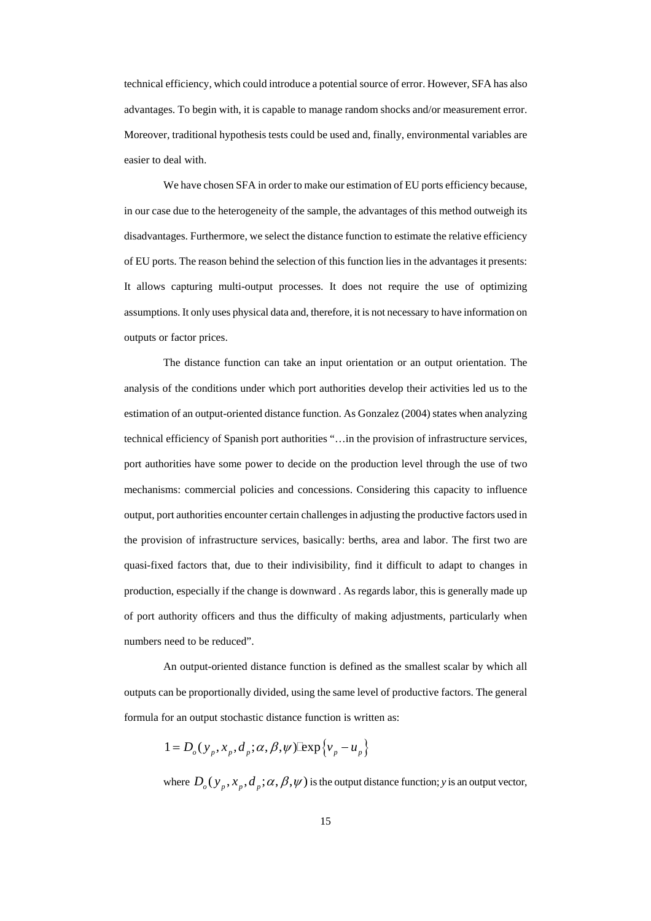technical efficiency, which could introduce a potential source of error. However, SFA has also advantages. To begin with, it is capable to manage random shocks and/or measurement error. Moreover, traditional hypothesis tests could be used and, finally, environmental variables are easier to deal with.

We have chosen SFA in order to make our estimation of EU ports efficiency because, in our case due to the heterogeneity of the sample, the advantages of this method outweigh its disadvantages. Furthermore, we select the distance function to estimate the relative efficiency of EU ports. The reason behind the selection of this function lies in the advantages it presents: It allows capturing multi-output processes. It does not require the use of optimizing assumptions. It only uses physical data and, therefore, it is not necessary to have information on outputs or factor prices.

The distance function can take an input orientation or an output orientation. The analysis of the conditions under which port authorities develop their activities led us to the estimation of an output-oriented distance function. As Gonzalez (2004) states when analyzing technical efficiency of Spanish port authorities "…in the provision of infrastructure services, port authorities have some power to decide on the production level through the use of two mechanisms: commercial policies and concessions. Considering this capacity to influence output, port authorities encounter certain challenges in adjusting the productive factors used in the provision of infrastructure services, basically: berths, area and labor. The first two are quasi-fixed factors that, due to their indivisibility, find it difficult to adapt to changes in production, especially if the change is downward . As regards labor, this is generally made up of port authority officers and thus the difficulty of making adjustments, particularly when numbers need to be reduced".

An output-oriented distance function is defined as the smallest scalar by which all outputs can be proportionally divided, using the same level of productive factors. The general formula for an output stochastic distance function is written as:

$$1 = D_o(y_p, x_p, d_p; \alpha, \beta, \psi) \cdot \exp\{v_p - u_p\}$$

where $D_o(y_p, x_p, d_p; \alpha, \beta, \psi)$ is the output distance function; *y* is an output vector,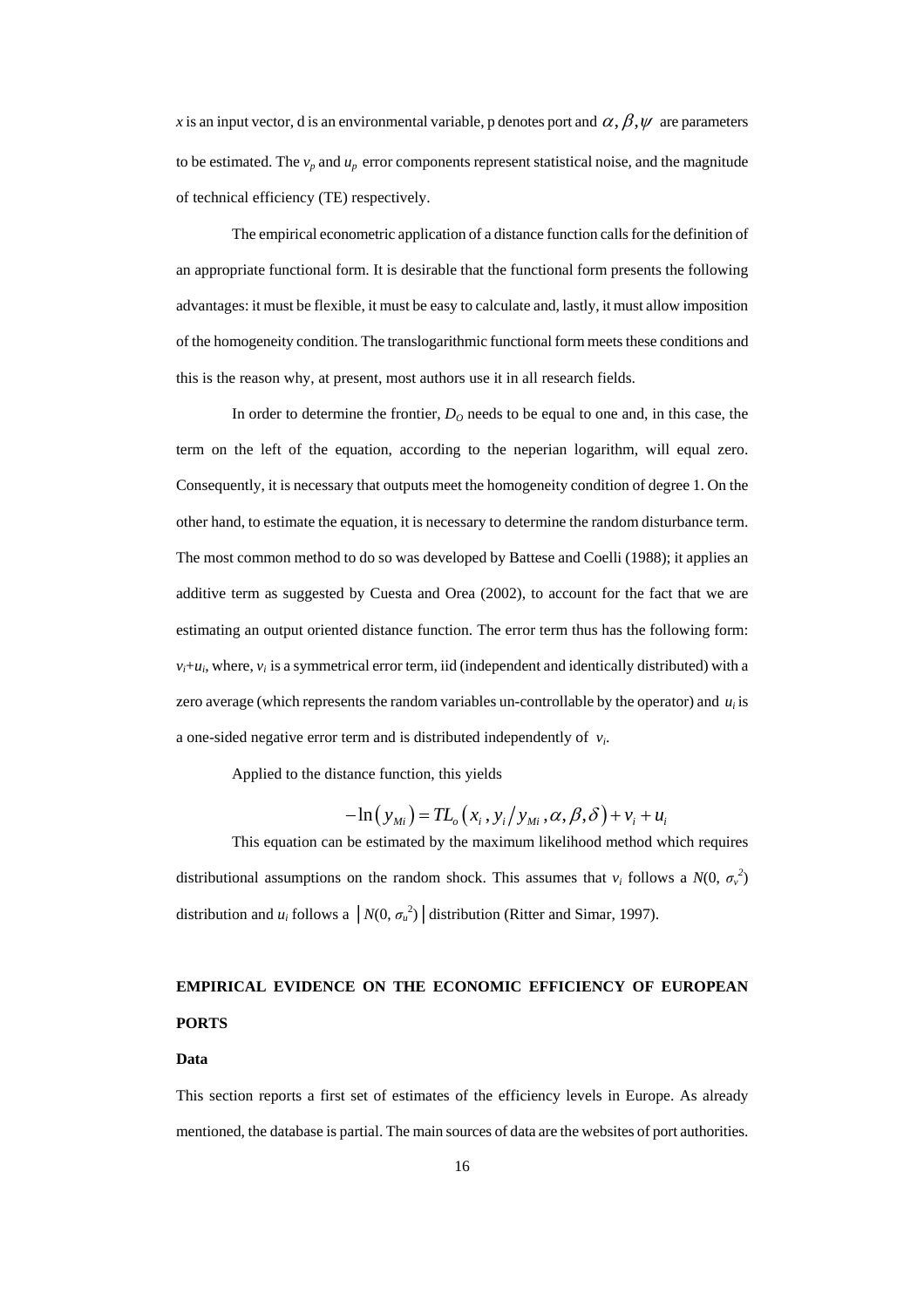*x* is an input vector, d is an environmental variable, p denotes port and $\alpha, \beta, \psi$ are parameters to be estimated. The $v_p$ and $u_p$ error components represent statistical noise, and the magnitude of technical efficiency (TE) respectively.

The empirical econometric application of a distance function calls for the definition of an appropriate functional form. It is desirable that the functional form presents the following advantages: it must be flexible, it must be easy to calculate and, lastly, it must allow imposition of the homogeneity condition. The translogarithmic functional form meets these conditions and this is the reason why, at present, most authors use it in all research fields.

In order to determine the frontier, $D_O$ needs to be equal to one and, in this case, the term on the left of the equation, according to the neperian logarithm, will equal zero. Consequently, it is necessary that outputs meet the homogeneity condition of degree 1. On the other hand, to estimate the equation, it is necessary to determine the random disturbance term. The most common method to do so was developed by Battese and Coelli (1988); it applies an additive term as suggested by Cuesta and Orea (2002), to account for the fact that we are estimating an output oriented distance function. The error term thus has the following form: $v_i+u_i$, where, $v_i$ is a symmetrical error term, iid (independent and identically distributed) with a zero average (which represents the random variables un-controllable by the operator) and $u_i$ is a one-sided negative error term and is distributed independently of $v_i$.

Applied to the distance function, this yields

$$-\ln\left(y_{Mi}\right) = TL_o\left(x_i, y_i / y_{Mi}, \alpha, \beta, \delta\right) + v_i + u_i$$

This equation can be estimated by the maximum likelihood method which requires distributional assumptions on the random shock. This assumes that $v_i$ follows a $N(0, \sigma_v^2)$ distribution and $u_i$ follows a $|N(0, \sigma_u^2)|$ distribution (Ritter and Simar, 1997).

## EMPIRICAL EVIDENCE ON THE ECONOMIC EFFICIENCY OF EUROPEAN PORTS

### Data

This section reports a first set of estimates of the efficiency levels in Europe. As already mentioned, the database is partial. The main sources of data are the websites of port authorities.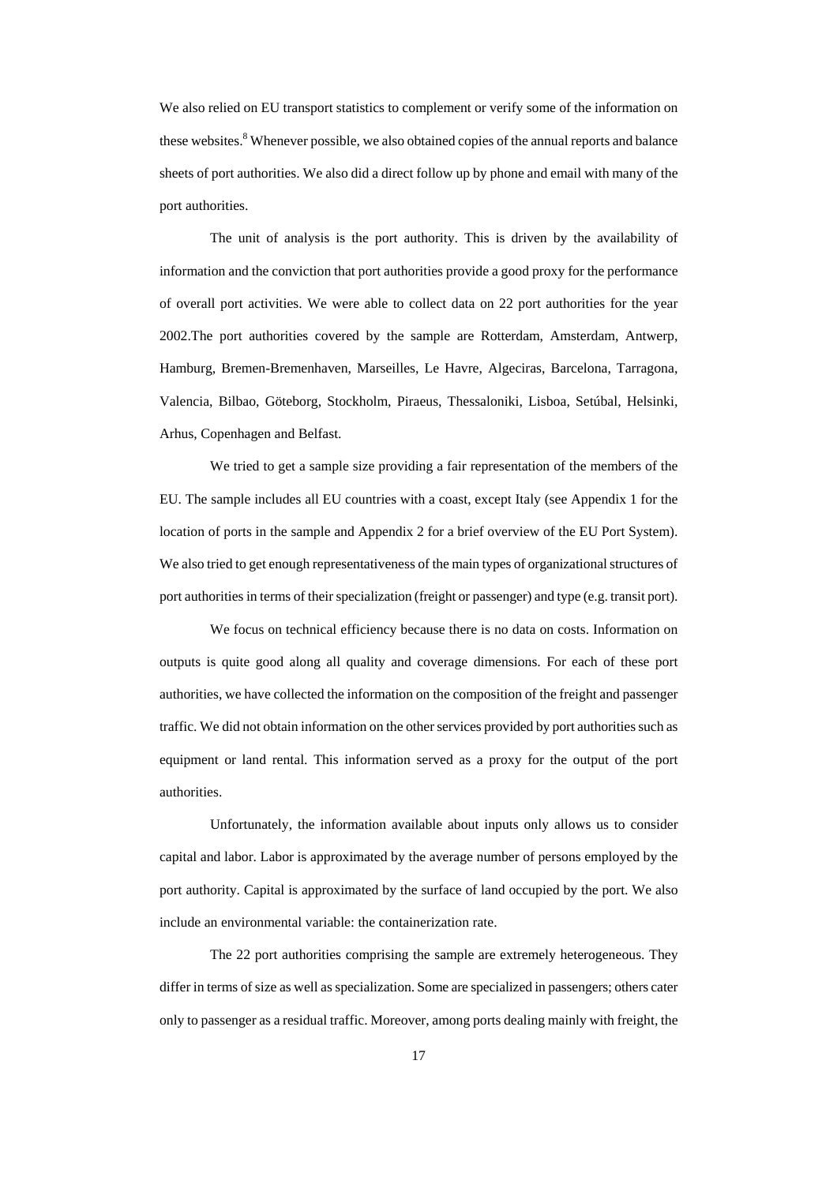We also relied on EU transport statistics to complement or verify some of the information on these websites.[8] Whenever possible, we also obtained copies of the annual reports and balance sheets of port authorities. We also did a direct follow up by phone and email with many of the port authorities.

The unit of analysis is the port authority. This is driven by the availability of information and the conviction that port authorities provide a good proxy for the performance of overall port activities. We were able to collect data on 22 port authorities for the year 2002.The port authorities covered by the sample are Rotterdam, Amsterdam, Antwerp, Hamburg, Bremen-Bremenhaven, Marseilles, Le Havre, Algeciras, Barcelona, Tarragona, Valencia, Bilbao, Göteborg, Stockholm, Piraeus, Thessaloniki, Lisboa, Setúbal, Helsinki, Arhus, Copenhagen and Belfast.

We tried to get a sample size providing a fair representation of the members of the EU. The sample includes all EU countries with a coast, except Italy (see Appendix 1 for the location of ports in the sample and Appendix 2 for a brief overview of the EU Port System). We also tried to get enough representativeness of the main types of organizational structures of port authorities in terms of their specialization (freight or passenger) and type (e.g. transit port).

We focus on technical efficiency because there is no data on costs. Information on outputs is quite good along all quality and coverage dimensions. For each of these port authorities, we have collected the information on the composition of the freight and passenger traffic. We did not obtain information on the other services provided by port authorities such as equipment or land rental. This information served as a proxy for the output of the port authorities.

Unfortunately, the information available about inputs only allows us to consider capital and labor. Labor is approximated by the average number of persons employed by the port authority. Capital is approximated by the surface of land occupied by the port. We also include an environmental variable: the containerization rate.

The 22 port authorities comprising the sample are extremely heterogeneous. They differ in terms of size as well as specialization. Some are specialized in passengers; others cater only to passenger as a residual traffic. Moreover, among ports dealing mainly with freight, the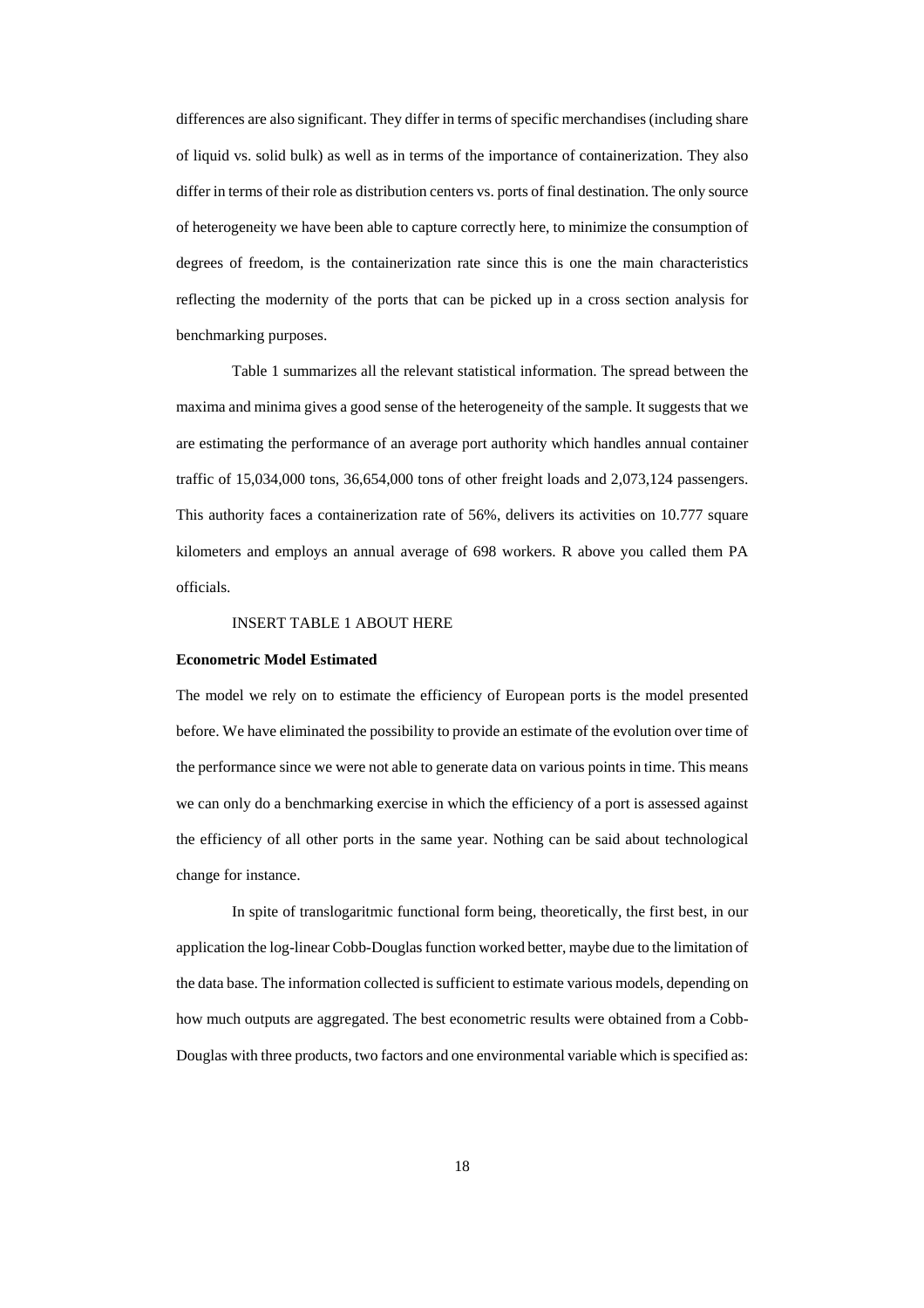differences are also significant. They differ in terms of specific merchandises (including share of liquid vs. solid bulk) as well as in terms of the importance of containerization. They also differ in terms of their role as distribution centers vs. ports of final destination. The only source of heterogeneity we have been able to capture correctly here, to minimize the consumption of degrees of freedom, is the containerization rate since this is one the main characteristics reflecting the modernity of the ports that can be picked up in a cross section analysis for benchmarking purposes.

Table 1 summarizes all the relevant statistical information. The spread between the maxima and minima gives a good sense of the heterogeneity of the sample. It suggests that we are estimating the performance of an average port authority which handles annual container traffic of 15,034,000 tons, 36,654,000 tons of other freight loads and 2,073,124 passengers. This authority faces a containerization rate of 56%, delivers its activities on 10.777 square kilometers and employs an annual average of 698 workers. R above you called them PA officials.

INSERT TABLE 1 ABOUT HERE

**Econometric Model Estimated**

The model we rely on to estimate the efficiency of European ports is the model presented before. We have eliminated the possibility to provide an estimate of the evolution over time of the performance since we were not able to generate data on various points in time. This means we can only do a benchmarking exercise in which the efficiency of a port is assessed against the efficiency of all other ports in the same year. Nothing can be said about technological change for instance.

In spite of translogaritmic functional form being, theoretically, the first best, in our application the log-linear Cobb-Douglas function worked better, maybe due to the limitation of the data base. The information collected is sufficient to estimate various models, depending on how much outputs are aggregated. The best econometric results were obtained from a Cobb-Douglas with three products, two factors and one environmental variable which is specified as: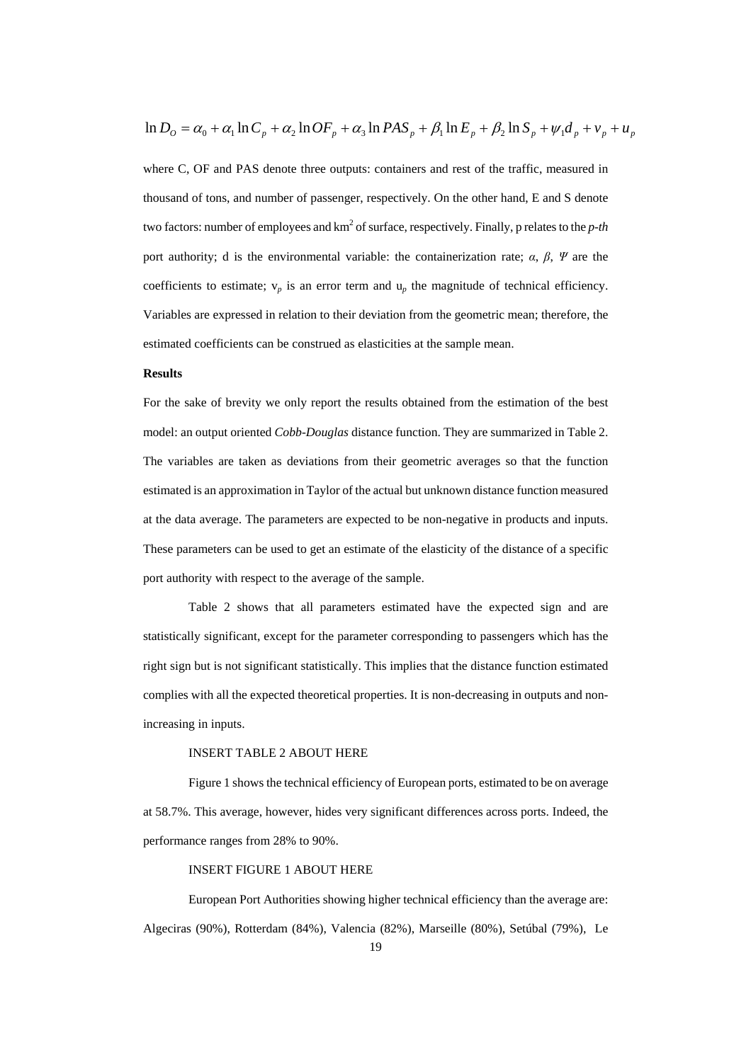$$\ln D_O = \alpha_0 + \alpha_1 \ln C_p + \alpha_2 \ln OF_p + \alpha_3 \ln PAS_p + \beta_1 \ln E_p + \beta_2 \ln S_p + \psi_1 d_p + v_p + u_p$$

where C, OF and PAS denote three outputs: containers and rest of the traffic, measured in thousand of tons, and number of passenger, respectively. On the other hand, E and S denote two factors: number of employees and km$^2$ of surface, respectively. Finally, p relates to the *p-th* port authority; d is the environmental variable: the containerization rate; $\alpha$, $\beta$, $\Psi$ are the coefficients to estimate; $v_p$ is an error term and $u_p$ the magnitude of technical efficiency. Variables are expressed in relation to their deviation from the geometric mean; therefore, the estimated coefficients can be construed as elasticities at the sample mean.

**Results**

For the sake of brevity we only report the results obtained from the estimation of the best model: an output oriented *Cobb-Douglas* distance function. They are summarized in Table 2. The variables are taken as deviations from their geometric averages so that the function estimated is an approximation in Taylor of the actual but unknown distance function measured at the data average. The parameters are expected to be non-negative in products and inputs. These parameters can be used to get an estimate of the elasticity of the distance of a specific port authority with respect to the average of the sample.

Table 2 shows that all parameters estimated have the expected sign and are statistically significant, except for the parameter corresponding to passengers which has the right sign but is not significant statistically. This implies that the distance function estimated complies with all the expected theoretical properties. It is non-decreasing in outputs and non-increasing in inputs.

INSERT TABLE 2 ABOUT HERE

Figure 1 shows the technical efficiency of European ports, estimated to be on average at 58.7%. This average, however, hides very significant differences across ports. Indeed, the performance ranges from 28% to 90%.

INSERT FIGURE 1 ABOUT HERE

European Port Authorities showing higher technical efficiency than the average are: Algeciras (90%), Rotterdam (84%), Valencia (82%), Marseille (80%), Setúbal (79%), Le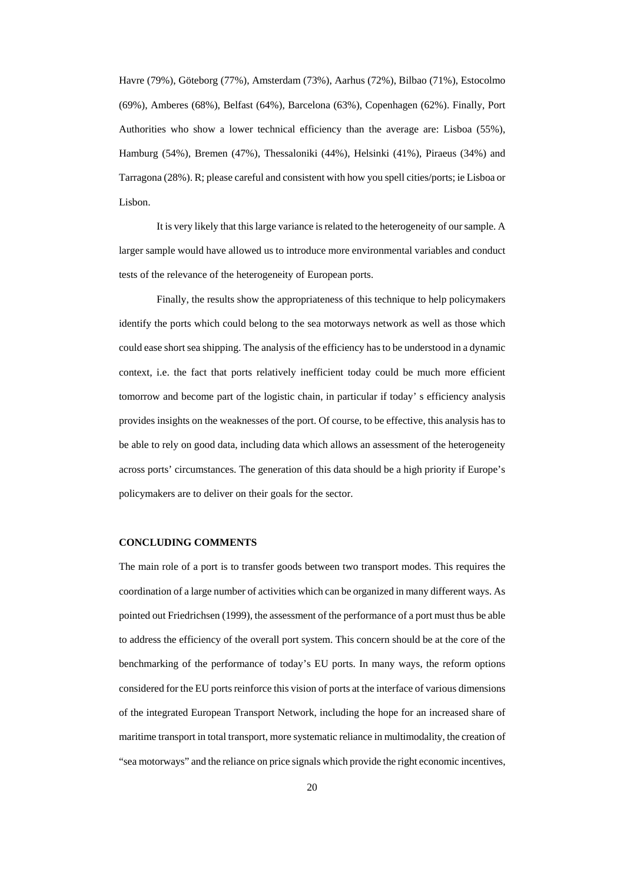Havre (79%), Göteborg (77%), Amsterdam (73%), Aarhus (72%), Bilbao (71%), Estocolmo (69%), Amberes (68%), Belfast (64%), Barcelona (63%), Copenhagen (62%). Finally, Port Authorities who show a lower technical efficiency than the average are: Lisboa (55%), Hamburg (54%), Bremen (47%), Thessaloniki (44%), Helsinki (41%), Piraeus (34%) and Tarragona (28%). R; please careful and consistent with how you spell cities/ports; ie Lisboa or Lisbon.

It is very likely that this large variance is related to the heterogeneity of our sample. A larger sample would have allowed us to introduce more environmental variables and conduct tests of the relevance of the heterogeneity of European ports.

Finally, the results show the appropriateness of this technique to help policymakers identify the ports which could belong to the sea motorways network as well as those which could ease short sea shipping. The analysis of the efficiency has to be understood in a dynamic context, i.e. the fact that ports relatively inefficient today could be much more efficient tomorrow and become part of the logistic chain, in particular if today' s efficiency analysis provides insights on the weaknesses of the port. Of course, to be effective, this analysis has to be able to rely on good data, including data which allows an assessment of the heterogeneity across ports' circumstances. The generation of this data should be a high priority if Europe's policymakers are to deliver on their goals for the sector.

## CONCLUDING COMMENTS

The main role of a port is to transfer goods between two transport modes. This requires the coordination of a large number of activities which can be organized in many different ways. As pointed out Friedrichsen (1999), the assessment of the performance of a port must thus be able to address the efficiency of the overall port system. This concern should be at the core of the benchmarking of the performance of today's EU ports. In many ways, the reform options considered for the EU ports reinforce this vision of ports at the interface of various dimensions of the integrated European Transport Network, including the hope for an increased share of maritime transport in total transport, more systematic reliance in multimodality, the creation of "sea motorways" and the reliance on price signals which provide the right economic incentives,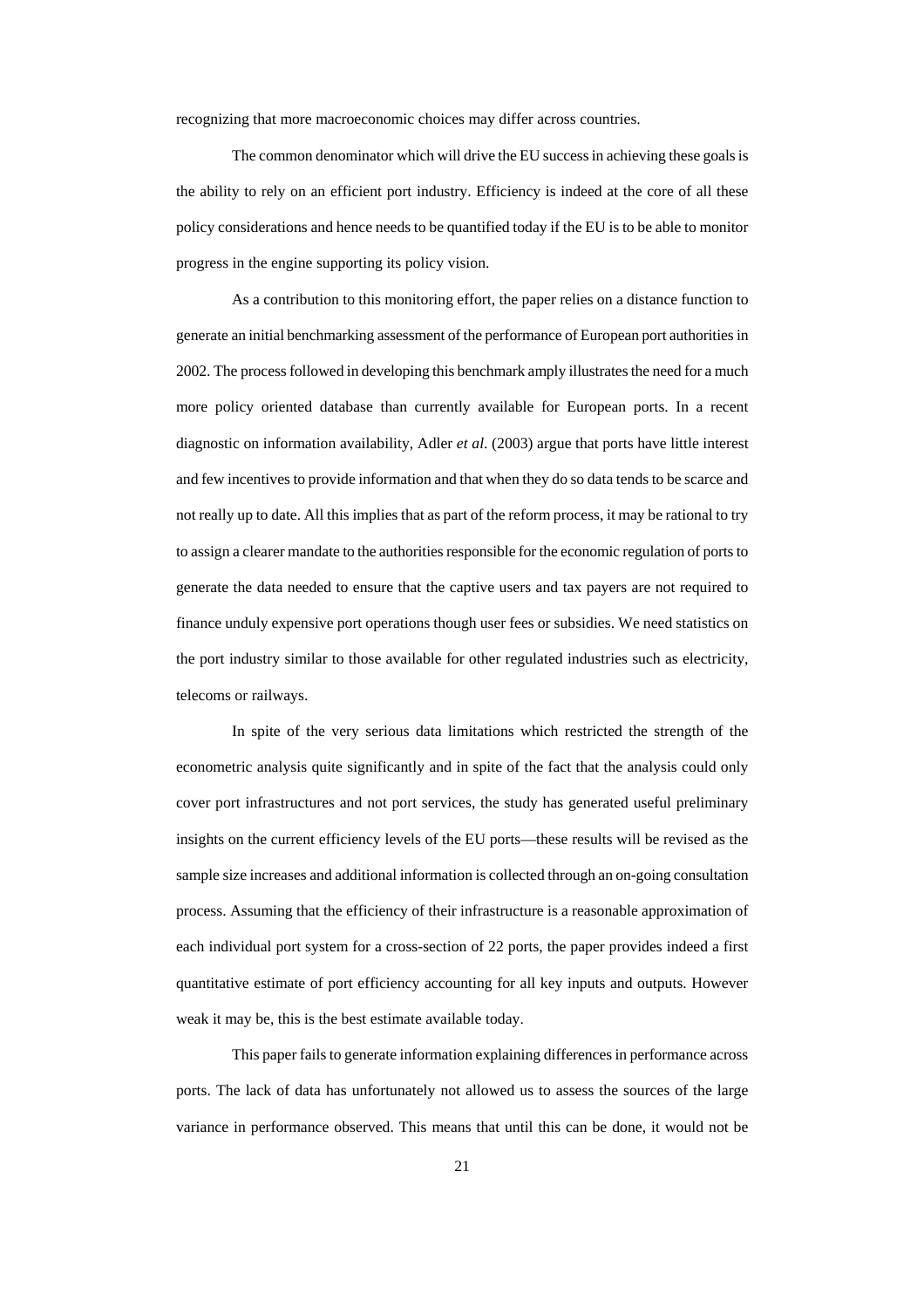recognizing that more macroeconomic choices may differ across countries.

The common denominator which will drive the EU success in achieving these goals is the ability to rely on an efficient port industry. Efficiency is indeed at the core of all these policy considerations and hence needs to be quantified today if the EU is to be able to monitor progress in the engine supporting its policy vision.

As a contribution to this monitoring effort, the paper relies on a distance function to generate an initial benchmarking assessment of the performance of European port authorities in 2002. The process followed in developing this benchmark amply illustrates the need for a much more policy oriented database than currently available for European ports. In a recent diagnostic on information availability, Adler *et al*. (2003) argue that ports have little interest and few incentives to provide information and that when they do so data tends to be scarce and not really up to date. All this implies that as part of the reform process, it may be rational to try to assign a clearer mandate to the authorities responsible for the economic regulation of ports to generate the data needed to ensure that the captive users and tax payers are not required to finance unduly expensive port operations though user fees or subsidies. We need statistics on the port industry similar to those available for other regulated industries such as electricity, telecoms or railways.

In spite of the very serious data limitations which restricted the strength of the econometric analysis quite significantly and in spite of the fact that the analysis could only cover port infrastructures and not port services, the study has generated useful preliminary insights on the current efficiency levels of the EU ports—these results will be revised as the sample size increases and additional information is collected through an on-going consultation process. Assuming that the efficiency of their infrastructure is a reasonable approximation of each individual port system for a cross-section of 22 ports, the paper provides indeed a first quantitative estimate of port efficiency accounting for all key inputs and outputs. However weak it may be, this is the best estimate available today.

This paper fails to generate information explaining differences in performance across ports. The lack of data has unfortunately not allowed us to assess the sources of the large variance in performance observed. This means that until this can be done, it would not be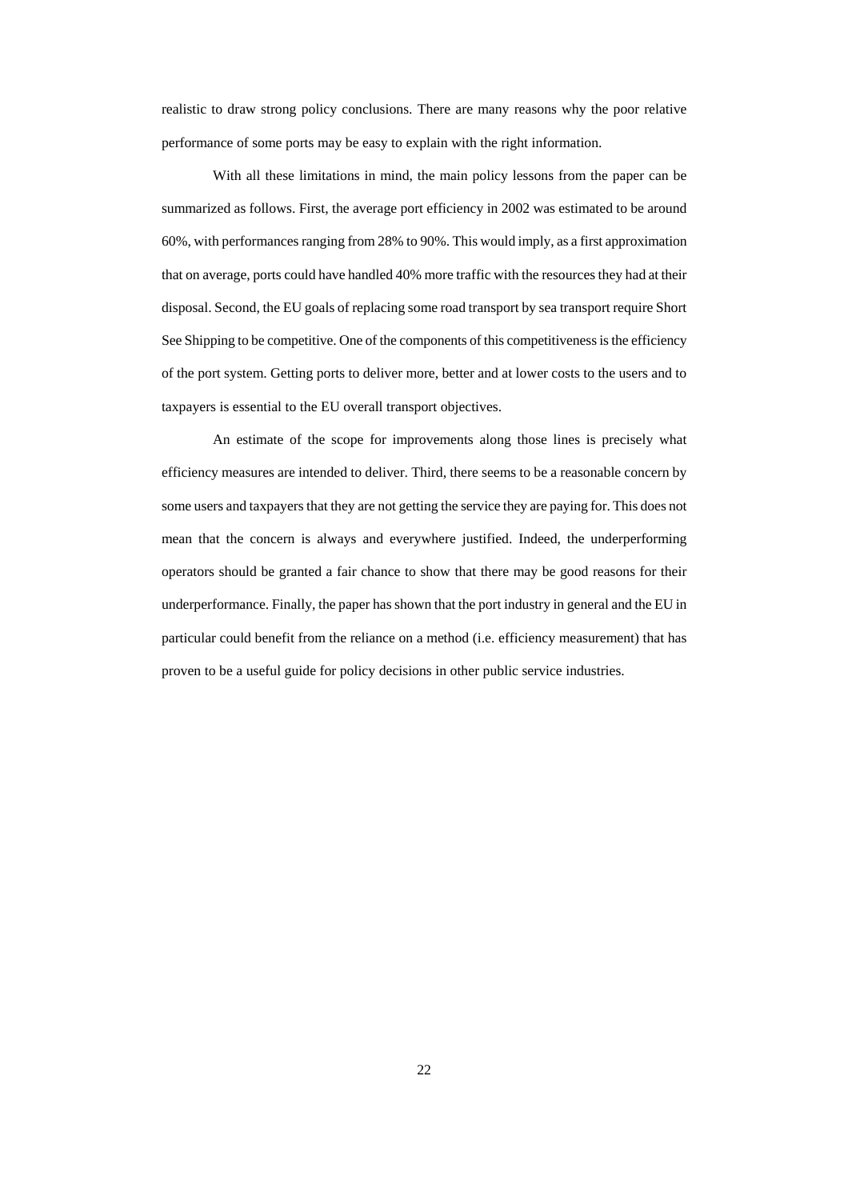realistic to draw strong policy conclusions. There are many reasons why the poor relative performance of some ports may be easy to explain with the right information.

With all these limitations in mind, the main policy lessons from the paper can be summarized as follows. First, the average port efficiency in 2002 was estimated to be around 60%, with performances ranging from 28% to 90%. This would imply, as a first approximation that on average, ports could have handled 40% more traffic with the resources they had at their disposal. Second, the EU goals of replacing some road transport by sea transport require Short See Shipping to be competitive. One of the components of this competitiveness is the efficiency of the port system. Getting ports to deliver more, better and at lower costs to the users and to taxpayers is essential to the EU overall transport objectives.

An estimate of the scope for improvements along those lines is precisely what efficiency measures are intended to deliver. Third, there seems to be a reasonable concern by some users and taxpayers that they are not getting the service they are paying for. This does not mean that the concern is always and everywhere justified. Indeed, the underperforming operators should be granted a fair chance to show that there may be good reasons for their underperformance. Finally, the paper has shown that the port industry in general and the EU in particular could benefit from the reliance on a method (i.e. efficiency measurement) that has proven to be a useful guide for policy decisions in other public service industries.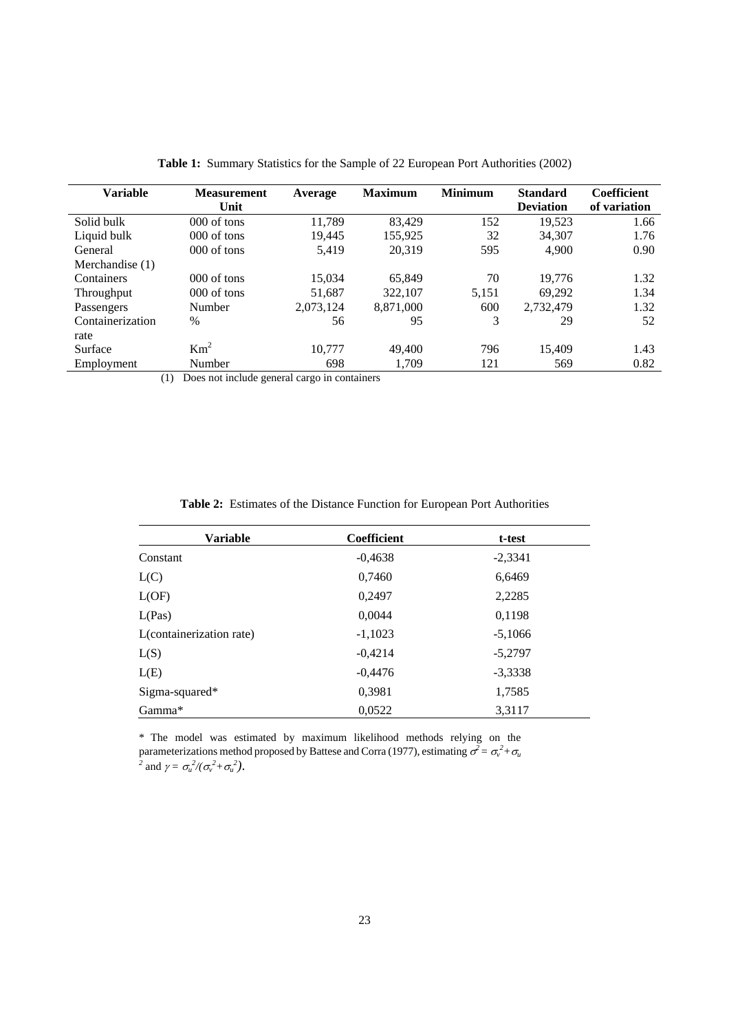**Table 1:** Summary Statistics for the Sample of 22 European Port Authorities (2002)

| Variable | Measurement Unit | Average | Maximum | Minimum | Standard Deviation | Coefficient of variation |
|---|---|---|---|---|---|---|
| Solid bulk | 000 of tons | 11,789 | 83,429 | 152 | 19,523 | 1.66 |
| Liquid bulk | 000 of tons | 19,445 | 155,925 | 32 | 34,307 | 1.76 |
| General Merchandise (1) | 000 of tons | 5,419 | 20,319 | 595 | 4,900 | 0.90 |
| Containers | 000 of tons | 15,034 | 65,849 | 70 | 19,776 | 1.32 |
| Throughput | 000 of tons | 51,687 | 322,107 | 5,151 | 69,292 | 1.34 |
| Passengers | Number | 2,073,124 | 8,871,000 | 600 | 2,732,479 | 1.32 |
| Containerization rate | % | 56 | 95 | 3 | 29 | 52 |
| Surface | $Km^2$ | 10,777 | 49,400 | 796 | 15,409 | 1.43 |
| Employment | Number | 698 | 1,709 | 121 | 569 | 0.82 |

(1) Does not include general cargo in containers

**Table 2:** Estimates of the Distance Function for European Port Authorities

| Variable | Coefficient | t-test |
|---|---|---|
| Constant | -0,4638 | -2,3341 |
| L(C) | 0,7460 | 6,6469 |
| L(OF) | 0,2497 | 2,2285 |
| L(Pas) | 0,0044 | 0,1198 |
| L(containerization rate) | -1,1023 | -5,1066 |
| L(S) | -0,4214 | -5,2797 |
| L(E) | -0,4476 | -3,3338 |
| Sigma-squared* | 0,3981 | 1,7585 |
| Gamma* | 0,0522 | 3,3117 |

* The model was estimated by maximum likelihood methods relying on the parameterizations method proposed by Battese and Corra (1977), estimating $\sigma^2 = \sigma_v^2 + \sigma_u^2$ and $\gamma = \sigma_u^2/(\sigma_v^2+\sigma_u^2)$.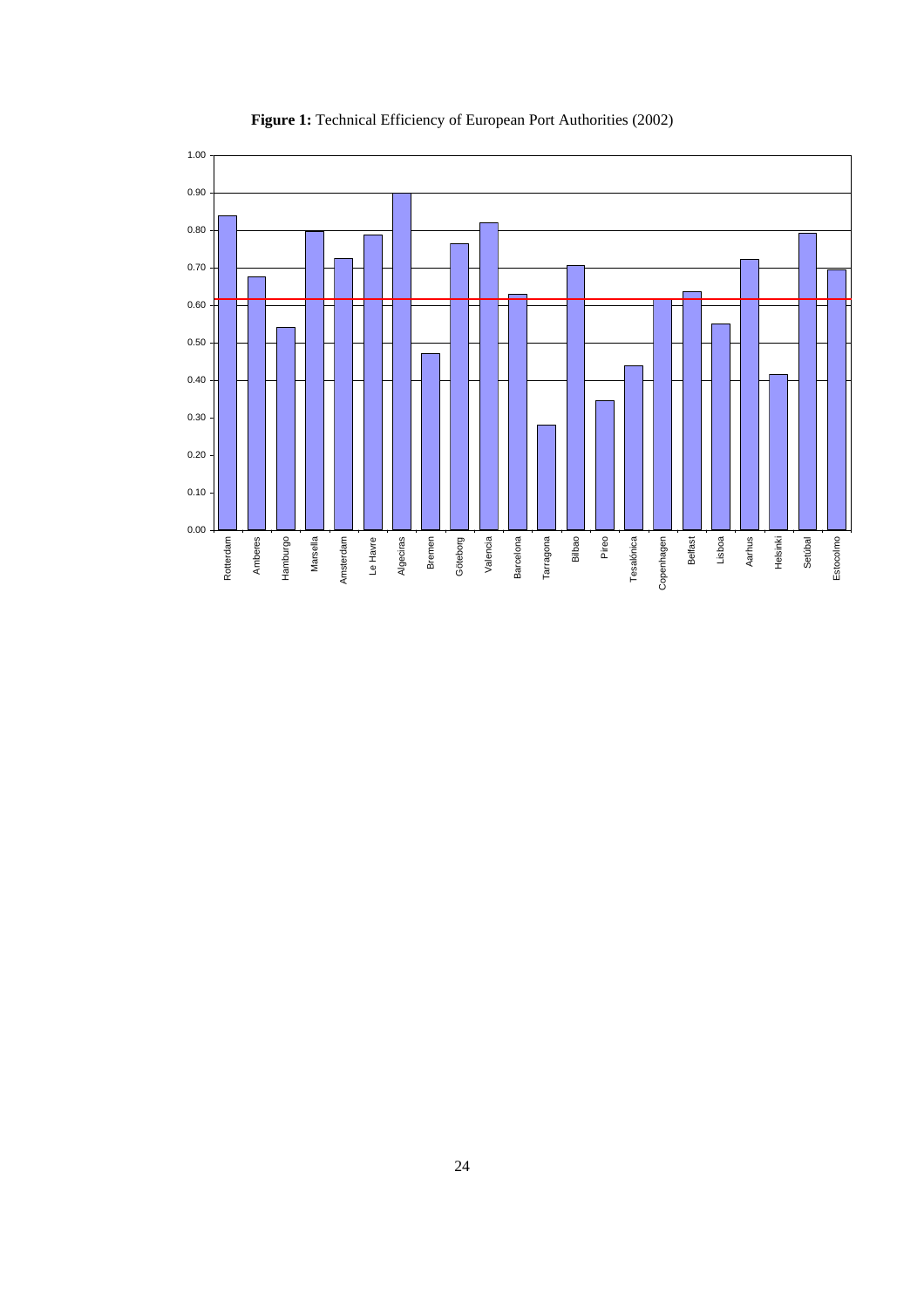**Figure 1:** Technical Efficiency of European Port Authorities (2002)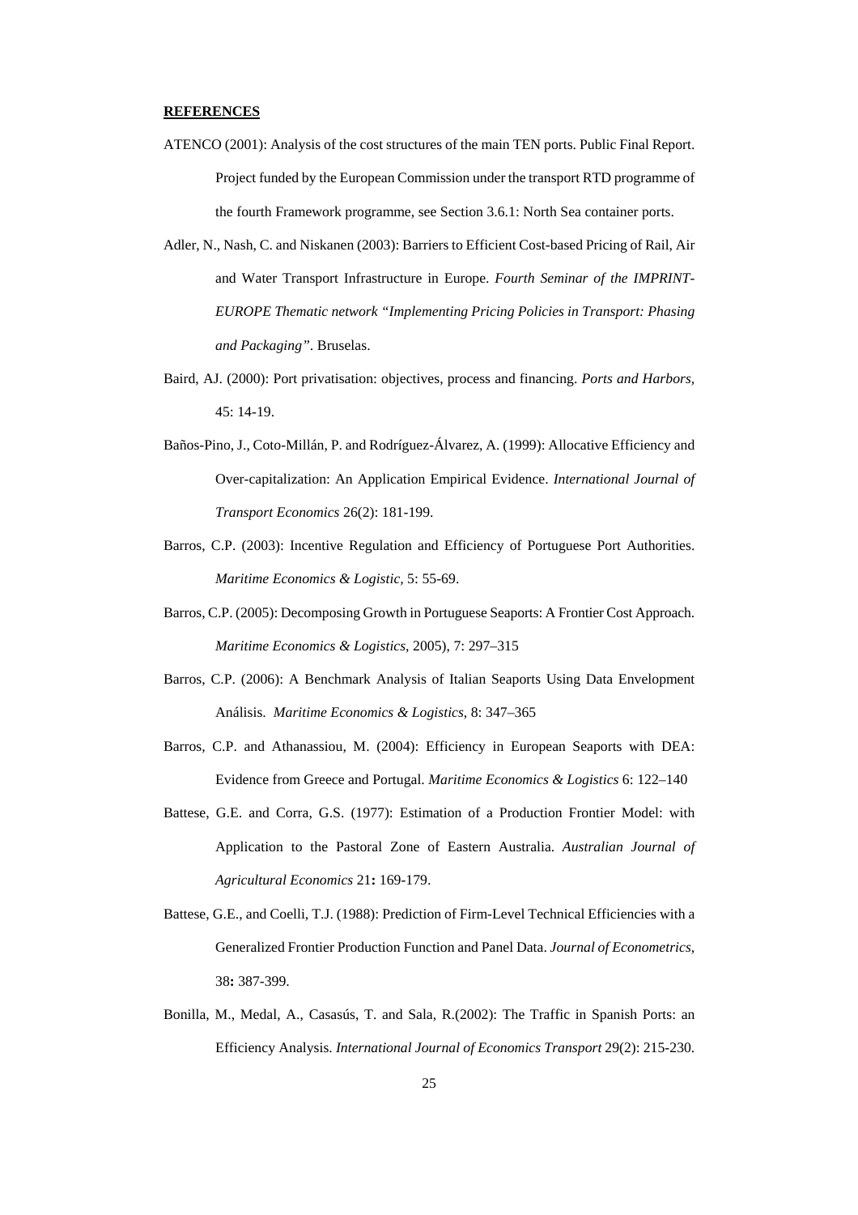**REFERENCES**

ATENCO (2001): Analysis of the cost structures of the main TEN ports. Public Final Report. Project funded by the European Commission under the transport RTD programme of the fourth Framework programme, see Section 3.6.1: North Sea container ports.

Adler, N., Nash, C. and Niskanen (2003): Barriers to Efficient Cost-based Pricing of Rail, Air and Water Transport Infrastructure in Europe. *Fourth Seminar of the IMPRINT-EUROPE Thematic network "Implementing Pricing Policies in Transport: Phasing and Packaging"*. Bruselas.

Baird, AJ. (2000): Port privatisation: objectives, process and financing. *Ports and Harbors*, 45: 14-19.

Baños-Pino, J., Coto-Millán, P. and Rodríguez-Álvarez, A. (1999): Allocative Efficiency and Over-capitalization: An Application Empirical Evidence. *International Journal of Transport Economics* 26(2): 181-199.

Barros, C.P. (2003): Incentive Regulation and Efficiency of Portuguese Port Authorities. *Maritime Economics & Logistic,* 5: 55-69.

Barros, C.P. (2005): Decomposing Growth in Portuguese Seaports: A Frontier Cost Approach. *Maritime Economics & Logistics*, 2005), 7: 297–315

Barros, C.P. (2006): A Benchmark Analysis of Italian Seaports Using Data Envelopment Análisis. *Maritime Economics & Logistics*, 8: 347–365

Barros, C.P. and Athanassiou, M. (2004): Efficiency in European Seaports with DEA: Evidence from Greece and Portugal. *Maritime Economics & Logistics* 6: 122–140

Battese, G.E. and Corra, G.S. (1977): Estimation of a Production Frontier Model: with Application to the Pastoral Zone of Eastern Australia. *Australian Journal of Agricultural Economics* 21**:** 169-179.

Battese, G.E., and Coelli, T.J. (1988): Prediction of Firm-Level Technical Efficiencies with a Generalized Frontier Production Function and Panel Data. *Journal of Econometrics*, 38**:** 387-399.

Bonilla, M., Medal, A., Casasús, T. and Sala, R.(2002): The Traffic in Spanish Ports: an Efficiency Analysis. *International Journal of Economics Transport* 29(2): 215-230.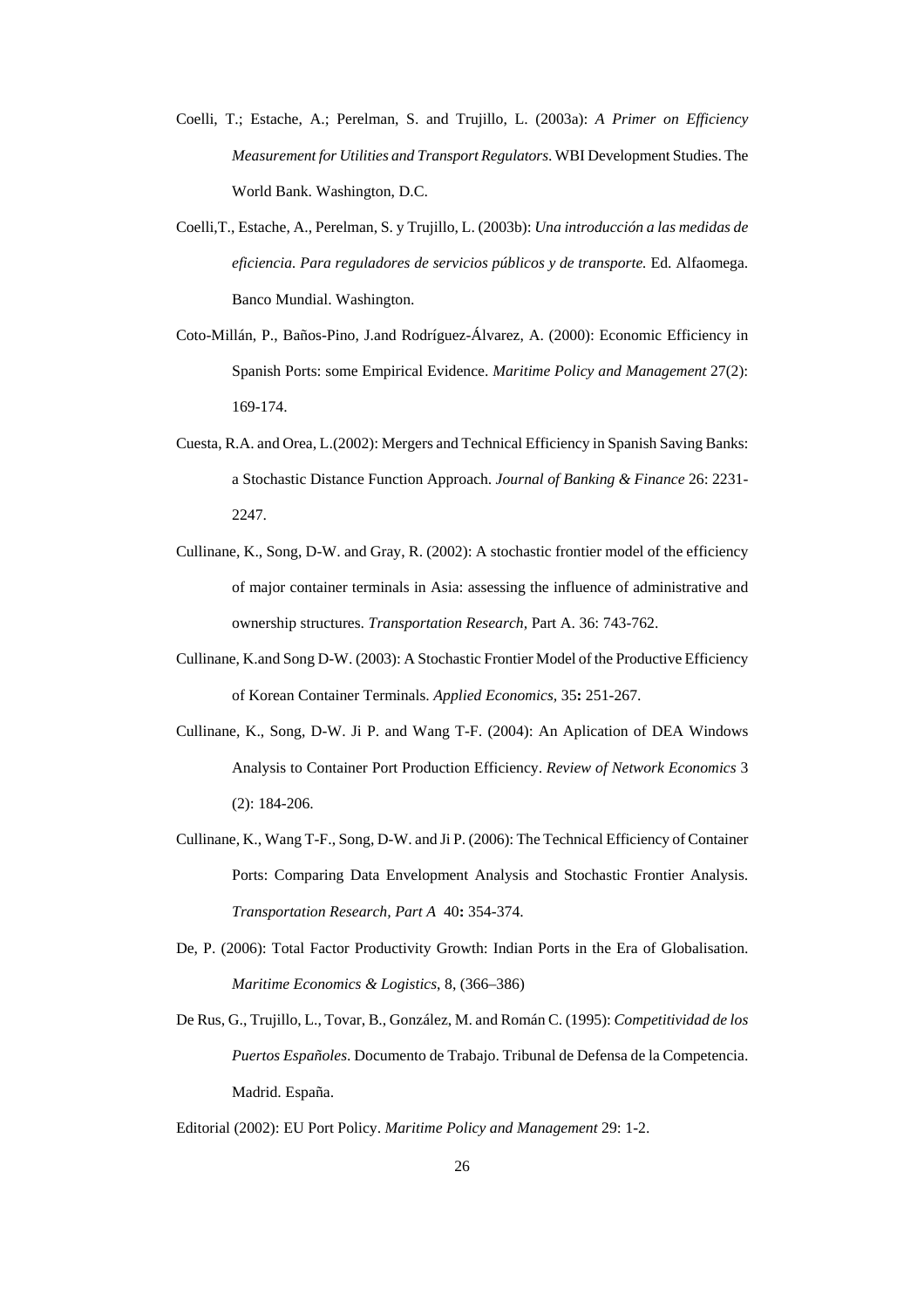Coelli, T.; Estache, A.; Perelman, S. and Trujillo, L. (2003a): *A Primer on Efficiency Measurement for Utilities and Transport Regulators*. WBI Development Studies. The World Bank. Washington, D.C.

Coelli,T., Estache, A., Perelman, S. y Trujillo, L. (2003b): *Una introducción a las medidas de eficiencia. Para reguladores de servicios públicos y de transporte.* Ed. Alfaomega. Banco Mundial. Washington.

Coto-Millán, P., Baños-Pino, J.and Rodríguez-Álvarez, A. (2000): Economic Efficiency in Spanish Ports: some Empirical Evidence. *Maritime Policy and Management* 27(2): 169-174.

Cuesta, R.A. and Orea, L.(2002): Mergers and Technical Efficiency in Spanish Saving Banks: a Stochastic Distance Function Approach. *Journal of Banking & Finance* 26: 2231-2247.

Cullinane, K., Song, D-W. and Gray, R. (2002): A stochastic frontier model of the efficiency of major container terminals in Asia: assessing the influence of administrative and ownership structures. *Transportation Research*, Part A. 36: 743-762.

Cullinane, K.and Song D-W. (2003): A Stochastic Frontier Model of the Productive Efficiency of Korean Container Terminals. *Applied Economics,* 35**:** 251-267.

Cullinane, K., Song, D-W. Ji P. and Wang T-F. (2004): An Aplication of DEA Windows Analysis to Container Port Production Efficiency. *Review of Network Economics* 3 (2): 184-206.

Cullinane, K., Wang T-F., Song, D-W. and Ji P. (2006): The Technical Efficiency of Container Ports: Comparing Data Envelopment Analysis and Stochastic Frontier Analysis. *Transportation Research, Part A* 40**:** 354-374.

De, P. (2006): Total Factor Productivity Growth: Indian Ports in the Era of Globalisation. *Maritime Economics & Logistics*, 8, (366–386)

De Rus, G., Trujillo, L., Tovar, B., González, M. and Román C. (1995): *Competitividad de los Puertos Españoles*. Documento de Trabajo. Tribunal de Defensa de la Competencia. Madrid. España.

Editorial (2002): EU Port Policy. *Maritime Policy and Management* 29: 1-2.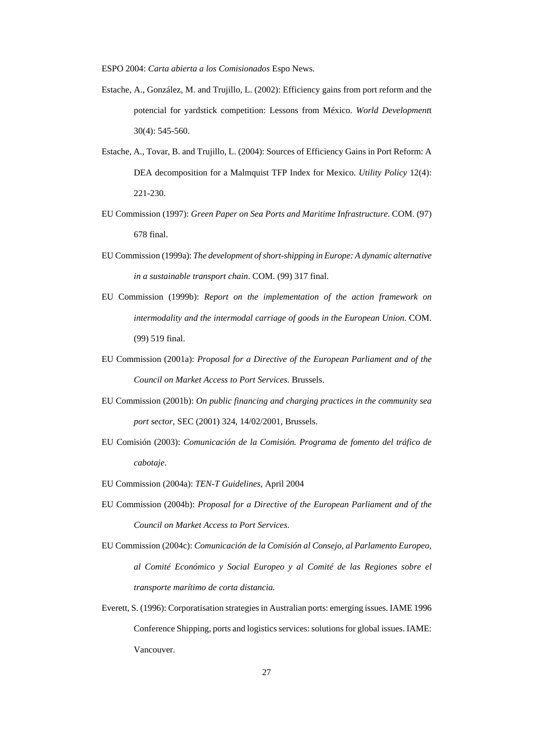ESPO 2004: *Carta abierta a los Comisionados* Espo News.

Estache, A., González, M. and Trujillo, L. (2002): Efficiency gains from port reform and the potencial for yardstick competition: Lessons from México. *World Development*t 30(4): 545-560.

Estache, A., Tovar, B. and Trujillo, L. (2004): Sources of Efficiency Gains in Port Reform: A DEA decomposition for a Malmquist TFP Index for Mexico. *Utility Policy* 12(4): 221-230.

EU Commission (1997): *Green Paper on Sea Ports and Maritime Infrastructure*. COM. (97) 678 final.

EU Commission (1999a): *The development of short-shipping in Europe: A dynamic alternative in a sustainable transport chain*. COM. (99) 317 final.

EU Commission (1999b): *Report on the implementation of the action framework on intermodality and the intermodal carriage of goods in the European Union.* COM. (99) 519 final.

EU Commission (2001a): *Proposal for a Directive of the European Parliament and of the Council on Market Access to Port Services*. Brussels.

EU Commission (2001b): *On public financing and charging practices in the community sea port sector*, SEC (2001) 324, 14/02/2001, Brussels.

EU Comisión (2003): *Comunicación de la Comisión. Programa de fomento del tráfico de cabotaje*.

EU Commission (2004a): *TEN-T Guidelines*, April 2004

EU Commission (2004b): *Proposal for a Directive of the European Parliament and of the Council on Market Access to Port Services.*

EU Commission (2004c): *Comunicación de la Comisión al Consejo, al Parlamento Europeo, al Comité Económico y Social Europeo y al Comité de las Regiones sobre el transporte marítimo de corta distancia.*

Everett, S. (1996): Corporatisation strategies in Australian ports: emerging issues. IAME 1996 Conference Shipping, ports and logistics services: solutions for global issues. IAME: Vancouver.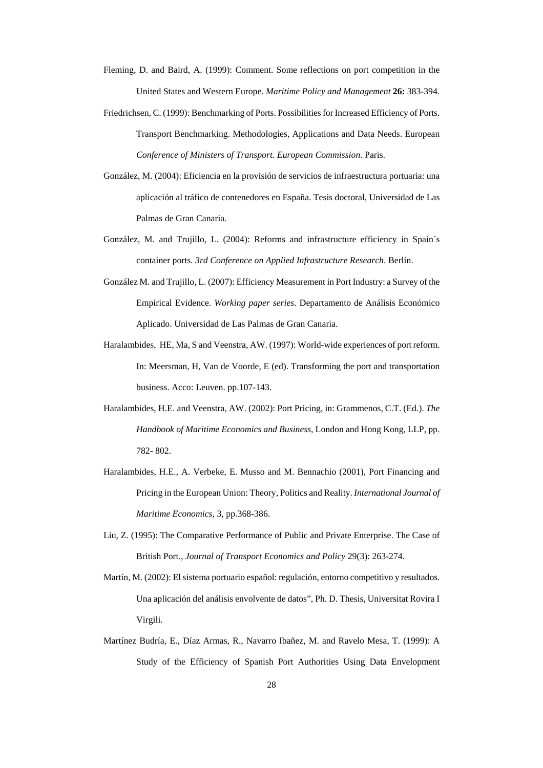Fleming, D. and Baird, A. (1999): Comment. Some reflections on port competition in the United States and Western Europe. *Maritime Policy and Management* **26:** 383-394.

Friedrichsen, C. (1999): Benchmarking of Ports. Possibilities for Increased Efficiency of Ports. Transport Benchmarking. Methodologies, Applications and Data Needs. European *Conference of Ministers of Transport. European Commission.* Paris.

González, M. (2004): Eficiencia en la provisión de servicios de infraestructura portuaria: una aplicación al tráfico de contenedores en España. Tesis doctoral, Universidad de Las Palmas de Gran Canaria.

González, M. and Trujillo, L. (2004): Reforms and infrastructure efficiency in Spain´s container ports. *3rd Conference on Applied Infrastructure Research*. Berlín.

González M. and Trujillo, L. (2007): Efficiency Measurement in Port Industry: a Survey of the Empirical Evidence. *Working paper series*. Departamento de Análisis Económico Aplicado. Universidad de Las Palmas de Gran Canaria.

Haralambides, HE, Ma, S and Veenstra, AW. (1997): World-wide experiences of port reform. In: Meersman, H, Van de Voorde, E (ed). Transforming the port and transportation business. Acco: Leuven. pp.107-143.

Haralambides, H.E. and Veenstra, AW. (2002): Port Pricing, in: Grammenos, C.T. (Ed.). *The Handbook of Maritime Economics and Business*, London and Hong Kong, LLP, pp. 782- 802.

Haralambides, H.E., A. Verbeke, E. Musso and M. Bennachio (2001), Port Financing and Pricing in the European Union: Theory, Politics and Reality. *International Journal of Maritime Economics*, 3, pp.368-386.

Liu, Z. (1995): The Comparative Performance of Public and Private Enterprise. The Case of British Port., *Journal of Transport Economics and Policy* 29(3): 263-274.

Martín, M. (2002): El sistema portuario español: regulación, entorno competitivo y resultados. Una aplicación del análisis envolvente de datos", Ph. D. Thesis, Universitat Rovira I Virgili.

Martínez Budría, E., Díaz Armas, R., Navarro Ibañez, M. and Ravelo Mesa, T. (1999): A Study of the Efficiency of Spanish Port Authorities Using Data Envelopment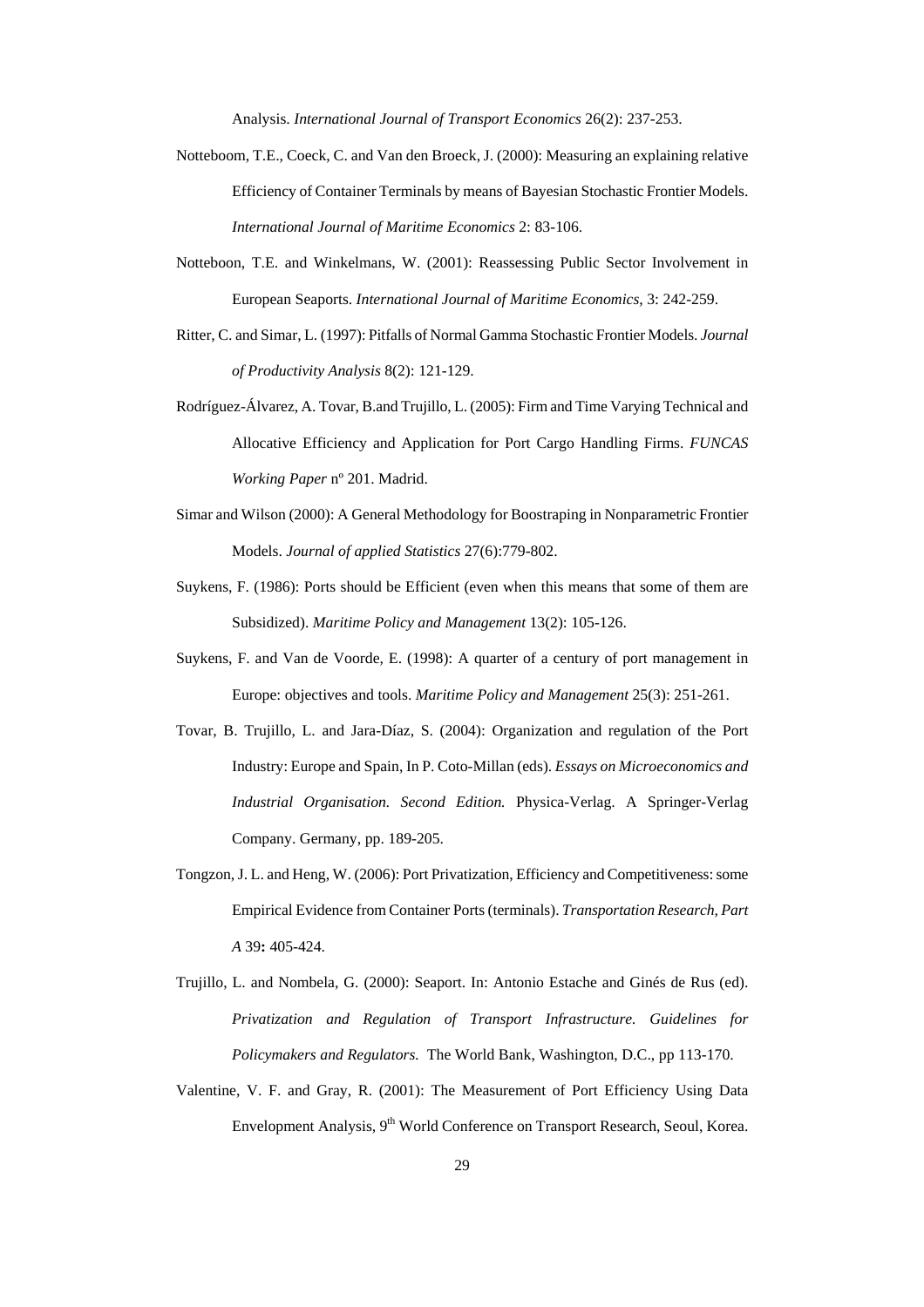Analysis. *International Journal of Transport Economics* 26(2): 237-253.

Notteboom, T.E., Coeck, C. and Van den Broeck, J. (2000): Measuring an explaining relative Efficiency of Container Terminals by means of Bayesian Stochastic Frontier Models. *International Journal of Maritime Economics* 2: 83-106.

Notteboon, T.E. and Winkelmans, W. (2001): Reassessing Public Sector Involvement in European Seaports. *International Journal of Maritime Economics*, 3: 242-259.

Ritter, C. and Simar, L. (1997): Pitfalls of Normal Gamma Stochastic Frontier Models. *Journal of Productivity Analysis* 8(2): 121-129.

Rodríguez-Álvarez, A. Tovar, B.and Trujillo, L. (2005): Firm and Time Varying Technical and Allocative Efficiency and Application for Port Cargo Handling Firms. *FUNCAS Working Paper* nº 201. Madrid.

Simar and Wilson (2000): A General Methodology for Boostraping in Nonparametric Frontier Models. *Journal of applied Statistics* 27(6):779-802.

Suykens, F. (1986): Ports should be Efficient (even when this means that some of them are Subsidized). *Maritime Policy and Management* 13(2): 105-126.

Suykens, F. and Van de Voorde, E. (1998): A quarter of a century of port management in Europe: objectives and tools. *Maritime Policy and Management* 25(3): 251-261.

Tovar, B. Trujillo, L. and Jara-Díaz, S. (2004): Organization and regulation of the Port Industry: Europe and Spain, In P. Coto-Millan (eds). *Essays on Microeconomics and Industrial Organisation. Second Edition.* Physica-Verlag. A Springer-Verlag Company. Germany, pp. 189-205.

Tongzon, J. L. and Heng, W. (2006): Port Privatization, Efficiency and Competitiveness: some Empirical Evidence from Container Ports (terminals). *Transportation Research, Part A* 39**:** 405-424.

Trujillo, L. and Nombela, G. (2000): Seaport. In: Antonio Estache and Ginés de Rus (ed). *Privatization and Regulation of Transport Infrastructure. Guidelines for Policymakers and Regulators.* The World Bank, Washington, D.C., pp 113-170.

Valentine, V. F. and Gray, R. (2001): The Measurement of Port Efficiency Using Data Envelopment Analysis, 9th World Conference on Transport Research, Seoul, Korea.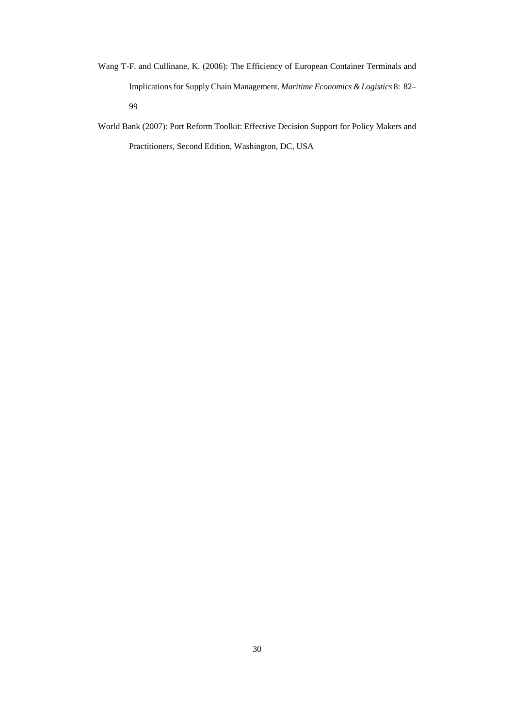Wang T-F. and Cullinane, K. (2006): The Efficiency of European Container Terminals and Implications for Supply Chain Management. *Maritime Economics & Logistics* 8: 82–99

World Bank (2007): Port Reform Toolkit: Effective Decision Support for Policy Makers and Practitioners, Second Edition, Washington, DC, USA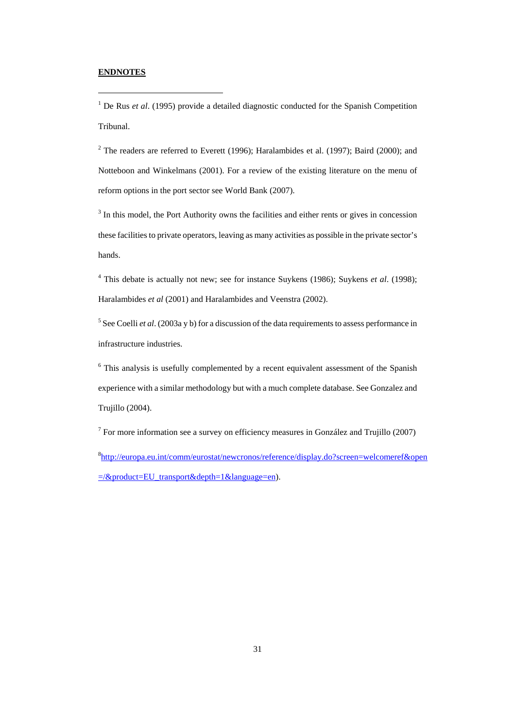**ENDNOTES**

[1] De Rus *et al*. (1995) provide a detailed diagnostic conducted for the Spanish Competition Tribunal.

[2] The readers are referred to Everett (1996); Haralambides et al. (1997); Baird (2000); and Notteboon and Winkelmans (2001). For a review of the existing literature on the menu of reform options in the port sector see World Bank (2007).

[3] In this model, the Port Authority owns the facilities and either rents or gives in concession these facilities to private operators, leaving as many activities as possible in the private sector's hands.

[4] This debate is actually not new; see for instance Suykens (1986); Suykens *et al*. (1998); Haralambides *et al* (2001) and Haralambides and Veenstra (2002).

[5] See Coelli *et al*. (2003a y b) for a discussion of the data requirements to assess performance in infrastructure industries.

[6] This analysis is usefully complemented by a recent equivalent assessment of the Spanish experience with a similar methodology but with a much complete database. See Gonzalez and Trujillo (2004).

[7] For more information see a survey on efficiency measures in González and Trujillo (2007)

[8] http://europa.eu.int/comm/eurostat/newcronos/reference/display.do?screen=welcomeref&open=/&product=EU_transport&depth=1&language=en).